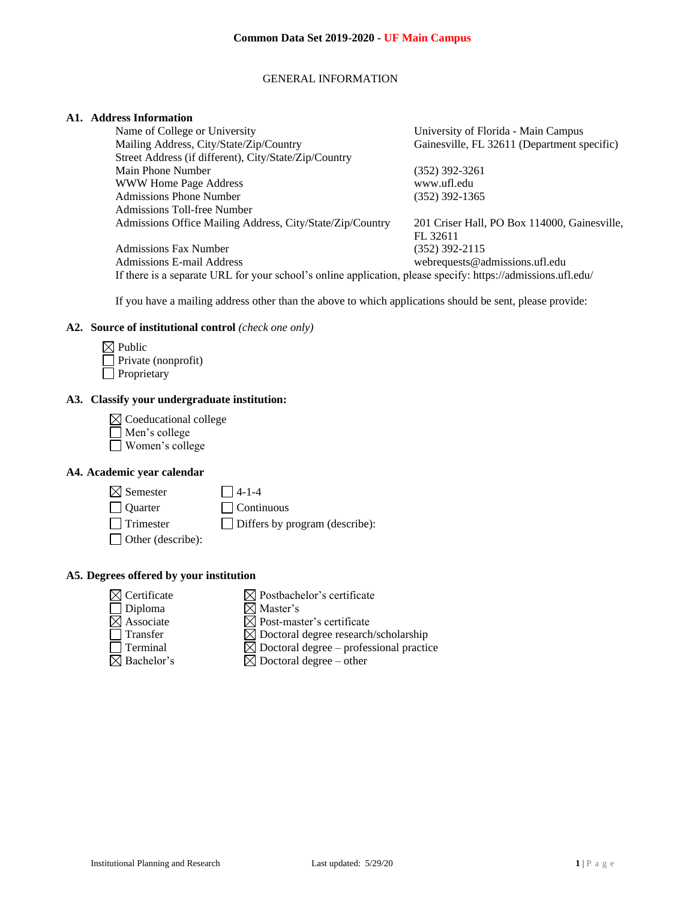# Common Data Set 2019-2020 - UF Main Campus

## GENERAL INFORMATION

### A1. Address Information

| | |
|---|---|
| Name of College or University | University of Florida - Main Campus |
| Mailing Address, City/State/Zip/Country | Gainesville, FL 32611 (Department specific) |
| Street Address (if different), City/State/Zip/Country | |
| Main Phone Number | (352) 392-3261 |
| WWW Home Page Address | www.ufl.edu |
| Admissions Phone Number | (352) 392-1365 |
| Admissions Toll-free Number | |
| Admissions Office Mailing Address, City/State/Zip/Country | 201 Criser Hall, PO Box 114000, Gainesville, FL 32611 |
| Admissions Fax Number | (352) 392-2115 |
| Admissions E-mail Address | webrequests@admissions.ufl.edu |

If there is a separate URL for your school's online application, please specify: https://admissions.ufl.edu/

If you have a mailing address other than the above to which applications should be sent, please provide:

### A2. Source of institutional control *(check one only)*

- ☒ Public
- ☐ Private (nonprofit)
- ☐ Proprietary

### A3. Classify your undergraduate institution:

- ☒ Coeducational college
- ☐ Men's college
- ☐ Women's college

### A4. Academic year calendar

- ☒ Semester
- ☐ Quarter
- ☐ Trimester
- ☐ Other (describe):
- ☐ 4-1-4
- ☐ Continuous
- ☐ Differs by program (describe):

### A5. Degrees offered by your institution

- ☒ Certificate
- ☐ Diploma
- ☒ Associate
- ☐ Transfer
- ☐ Terminal
- ☒ Bachelor's
- ☒ Postbachelor's certificate
- ☒ Master's
- ☒ Post-master's certificate
- ☒ Doctoral degree research/scholarship
- ☒ Doctoral degree – professional practice
- ☒ Doctoral degree – other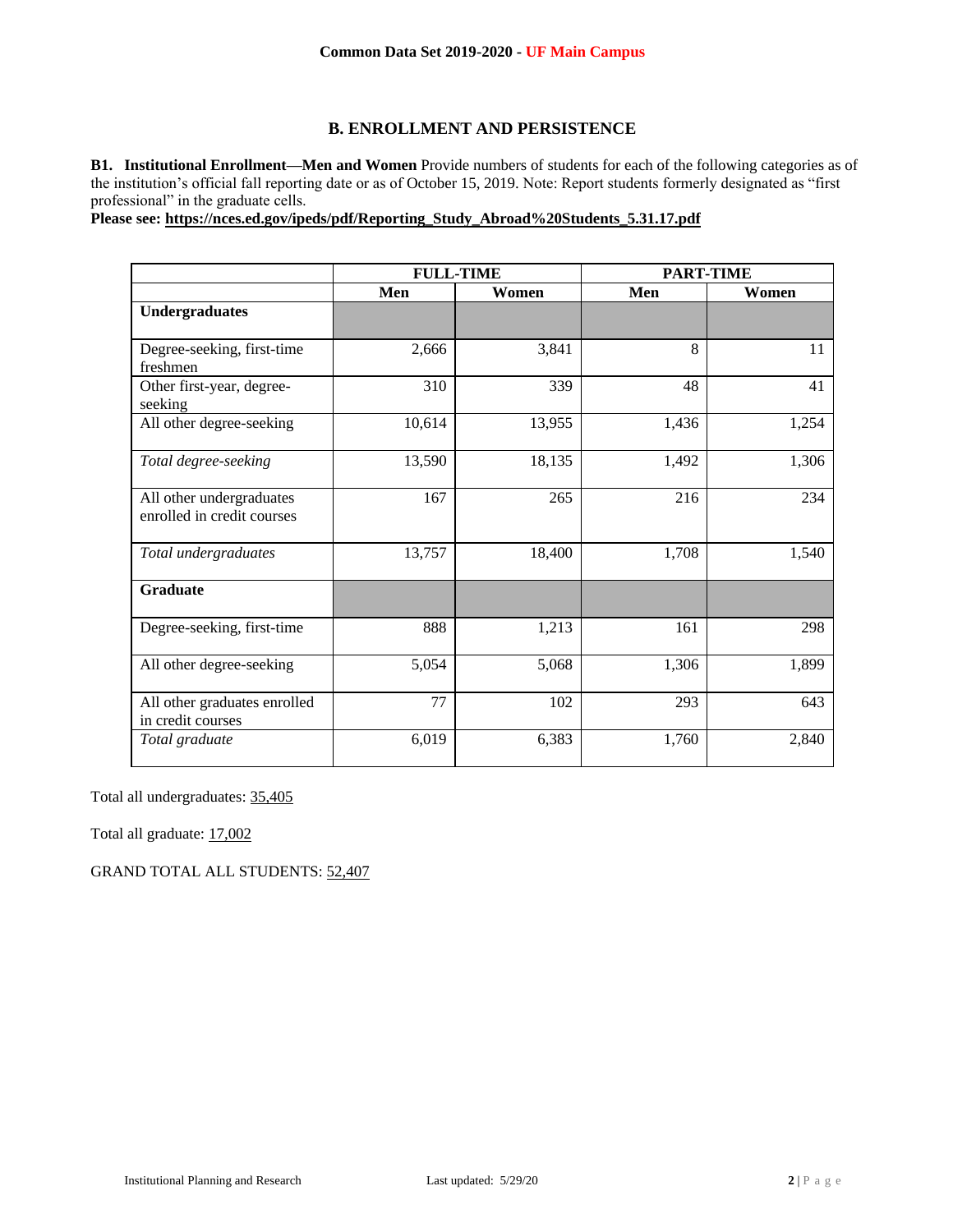## B. ENROLLMENT AND PERSISTENCE

**B1. Institutional Enrollment—Men and Women** Provide numbers of students for each of the following categories as of the institution's official fall reporting date or as of October 15, 2019. Note: Report students formerly designated as "first professional" in the graduate cells.

**Please see: https://nces.ed.gov/ipeds/pdf/Reporting_Study_Abroad%20Students_5.31.17.pdf**

| | FULL-TIME | | PART-TIME | |
|---|---|---|---|---|
| | Men | Women | Men | Women |
| **Undergraduates** | | | | |
| Degree-seeking, first-time freshmen | 2,666 | 3,841 | 8 | 11 |
| Other first-year, degree-seeking | 310 | 339 | 48 | 41 |
| All other degree-seeking | 10,614 | 13,955 | 1,436 | 1,254 |
| *Total degree-seeking* | 13,590 | 18,135 | 1,492 | 1,306 |
| All other undergraduates enrolled in credit courses | 167 | 265 | 216 | 234 |
| *Total undergraduates* | 13,757 | 18,400 | 1,708 | 1,540 |
| **Graduate** | | | | |
| Degree-seeking, first-time | 888 | 1,213 | 161 | 298 |
| All other degree-seeking | 5,054 | 5,068 | 1,306 | 1,899 |
| All other graduates enrolled in credit courses | 77 | 102 | 293 | 643 |
| *Total graduate* | 6,019 | 6,383 | 1,760 | 2,840 |

Total all undergraduates: 35,405

Total all graduate: 17,002

GRAND TOTAL ALL STUDENTS: 52,407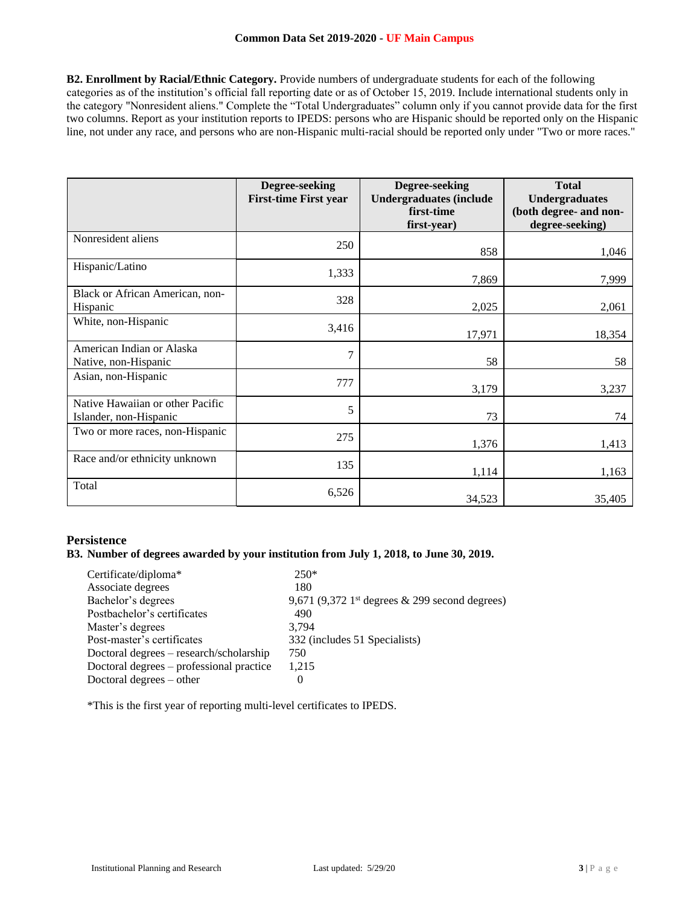**B2. Enrollment by Racial/Ethnic Category.** Provide numbers of undergraduate students for each of the following categories as of the institution's official fall reporting date or as of October 15, 2019. Include international students only in the category "Nonresident aliens." Complete the "Total Undergraduates" column only if you cannot provide data for the first two columns. Report as your institution reports to IPEDS: persons who are Hispanic should be reported only on the Hispanic line, not under any race, and persons who are non-Hispanic multi-racial should be reported only under "Two or more races."

| | Degree-seeking First-time First year | Degree-seeking Undergraduates (include first-time first-year) | Total Undergraduates (both degree- and non-degree-seeking) |
|---|---|---|---|
| Nonresident aliens | 250 | 858 | 1,046 |
| Hispanic/Latino | 1,333 | 7,869 | 7,999 |
| Black or African American, non-Hispanic | 328 | 2,025 | 2,061 |
| White, non-Hispanic | 3,416 | 17,971 | 18,354 |
| American Indian or Alaska Native, non-Hispanic | 7 | 58 | 58 |
| Asian, non-Hispanic | 777 | 3,179 | 3,237 |
| Native Hawaiian or other Pacific Islander, non-Hispanic | 5 | 73 | 74 |
| Two or more races, non-Hispanic | 275 | 1,376 | 1,413 |
| Race and/or ethnicity unknown | 135 | 1,114 | 1,163 |
| Total | 6,526 | 34,523 | 35,405 |

## Persistence

### B3. Number of degrees awarded by your institution from July 1, 2018, to June 30, 2019.

| | |
|---|---|
| Certificate/diploma* | 250* |
| Associate degrees | 180 |
| Bachelor's degrees | 9,671 (9,372 1st degrees & 299 second degrees) |
| Postbachelor's certificates | 490 |
| Master's degrees | 3,794 |
| Post-master's certificates | 332 (includes 51 Specialists) |
| Doctoral degrees – research/scholarship | 750 |
| Doctoral degrees – professional practice | 1,215 |
| Doctoral degrees – other | 0 |

*This is the first year of reporting multi-level certificates to IPEDS.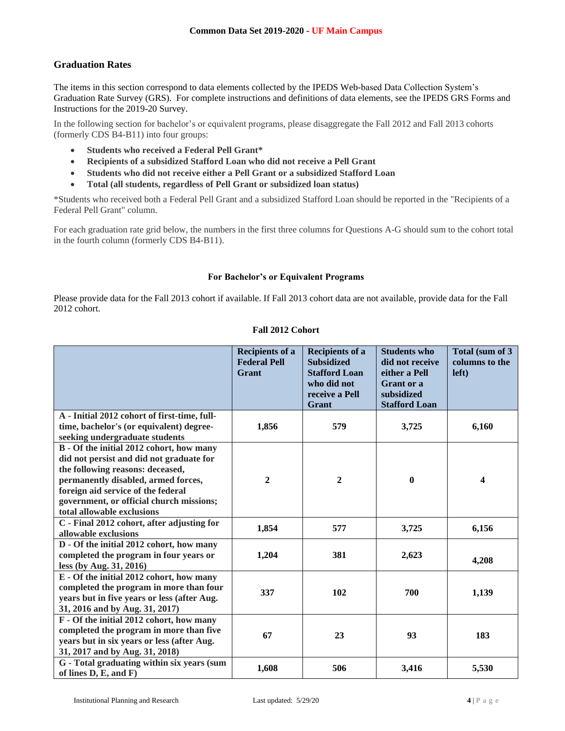**Common Data Set 2019-2020 - UF Main Campus**

## Graduation Rates

The items in this section correspond to data elements collected by the IPEDS Web-based Data Collection System's Graduation Rate Survey (GRS). For complete instructions and definitions of data elements, see the IPEDS GRS Forms and Instructions for the 2019-20 Survey.

In the following section for bachelor's or equivalent programs, please disaggregate the Fall 2012 and Fall 2013 cohorts (formerly CDS B4-B11) into four groups:

- **Students who received a Federal Pell Grant***
- **Recipients of a subsidized Stafford Loan who did not receive a Pell Grant**
- **Students who did not receive either a Pell Grant or a subsidized Stafford Loan**
- **Total (all students, regardless of Pell Grant or subsidized loan status)**

*Students who received both a Federal Pell Grant and a subsidized Stafford Loan should be reported in the "Recipients of a Federal Pell Grant" column.

For each graduation rate grid below, the numbers in the first three columns for Questions A-G should sum to the cohort total in the fourth column (formerly CDS B4-B11).

### For Bachelor's or Equivalent Programs

Please provide data for the Fall 2013 cohort if available. If Fall 2013 cohort data are not available, provide data for the Fall 2012 cohort.

**Fall 2012 Cohort**

| | Recipients of a Federal Pell Grant | Recipients of a Subsidized Stafford Loan who did not receive a Pell Grant | Students who did not receive either a Pell Grant or a subsidized Stafford Loan | Total (sum of 3 columns to the left) |
|---|---|---|---|---|
| A - Initial 2012 cohort of first-time, full-time, bachelor's (or equivalent) degree-seeking undergraduate students | 1,856 | 579 | 3,725 | 6,160 |
| B - Of the initial 2012 cohort, how many did not persist and did not graduate for the following reasons: deceased, permanently disabled, armed forces, foreign aid service of the federal government, or official church missions; total allowable exclusions | 2 | 2 | 0 | 4 |
| C - Final 2012 cohort, after adjusting for allowable exclusions | 1,854 | 577 | 3,725 | 6,156 |
| D - Of the initial 2012 cohort, how many completed the program in four years or less (by Aug. 31, 2016) | 1,204 | 381 | 2,623 | 4,208 |
| E - Of the initial 2012 cohort, how many completed the program in more than four years but in five years or less (after Aug. 31, 2016 and by Aug. 31, 2017) | 337 | 102 | 700 | 1,139 |
| F - Of the initial 2012 cohort, how many completed the program in more than five years but in six years or less (after Aug. 31, 2017 and by Aug. 31, 2018) | 67 | 23 | 93 | 183 |
| G - Total graduating within six years (sum of lines D, E, and F) | 1,608 | 506 | 3,416 | 5,530 |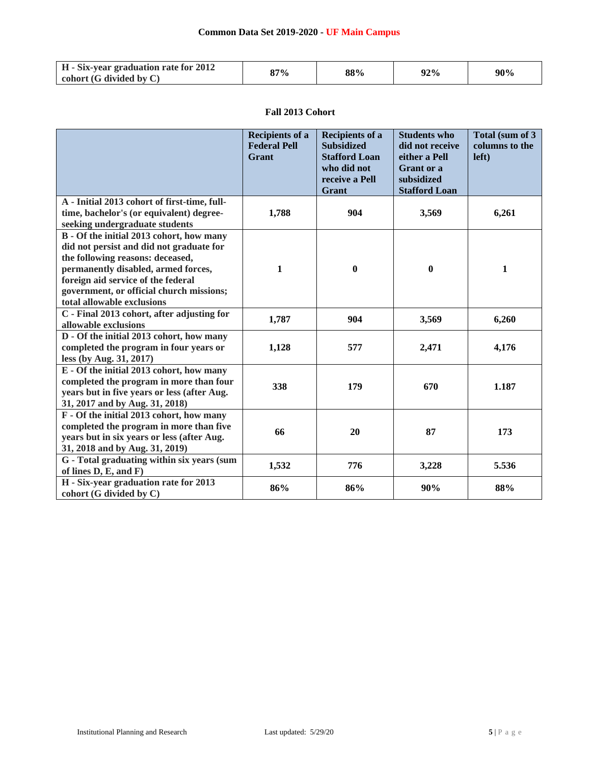| H - Six-year graduation rate for 2012 cohort (G divided by C) | 87% | 88% | 92% | 90% |
|---|---|---|---|---|

### Fall 2013 Cohort

| | Recipients of a Federal Pell Grant | Recipients of a Subsidized Stafford Loan who did not receive a Pell Grant | Students who did not receive either a Pell Grant or a subsidized Stafford Loan | Total (sum of 3 columns to the left) |
|---|---|---|---|---|
| A - Initial 2013 cohort of first-time, full-time, bachelor's (or equivalent) degree-seeking undergraduate students | 1,788 | 904 | 3,569 | 6,261 |
| B - Of the initial 2013 cohort, how many did not persist and did not graduate for the following reasons: deceased, permanently disabled, armed forces, foreign aid service of the federal government, or official church missions; total allowable exclusions | 1 | 0 | 0 | 1 |
| C - Final 2013 cohort, after adjusting for allowable exclusions | 1,787 | 904 | 3,569 | 6,260 |
| D - Of the initial 2013 cohort, how many completed the program in four years or less (by Aug. 31, 2017) | 1,128 | 577 | 2,471 | 4,176 |
| E - Of the initial 2013 cohort, how many completed the program in more than four years but in five years or less (after Aug. 31, 2017 and by Aug. 31, 2018) | 338 | 179 | 670 | 1.187 |
| F - Of the initial 2013 cohort, how many completed the program in more than five years but in six years or less (after Aug. 31, 2018 and by Aug. 31, 2019) | 66 | 20 | 87 | 173 |
| G - Total graduating within six years (sum of lines D, E, and F) | 1,532 | 776 | 3,228 | 5.536 |
| H - Six-year graduation rate for 2013 cohort (G divided by C) | 86% | 86% | 90% | 88% |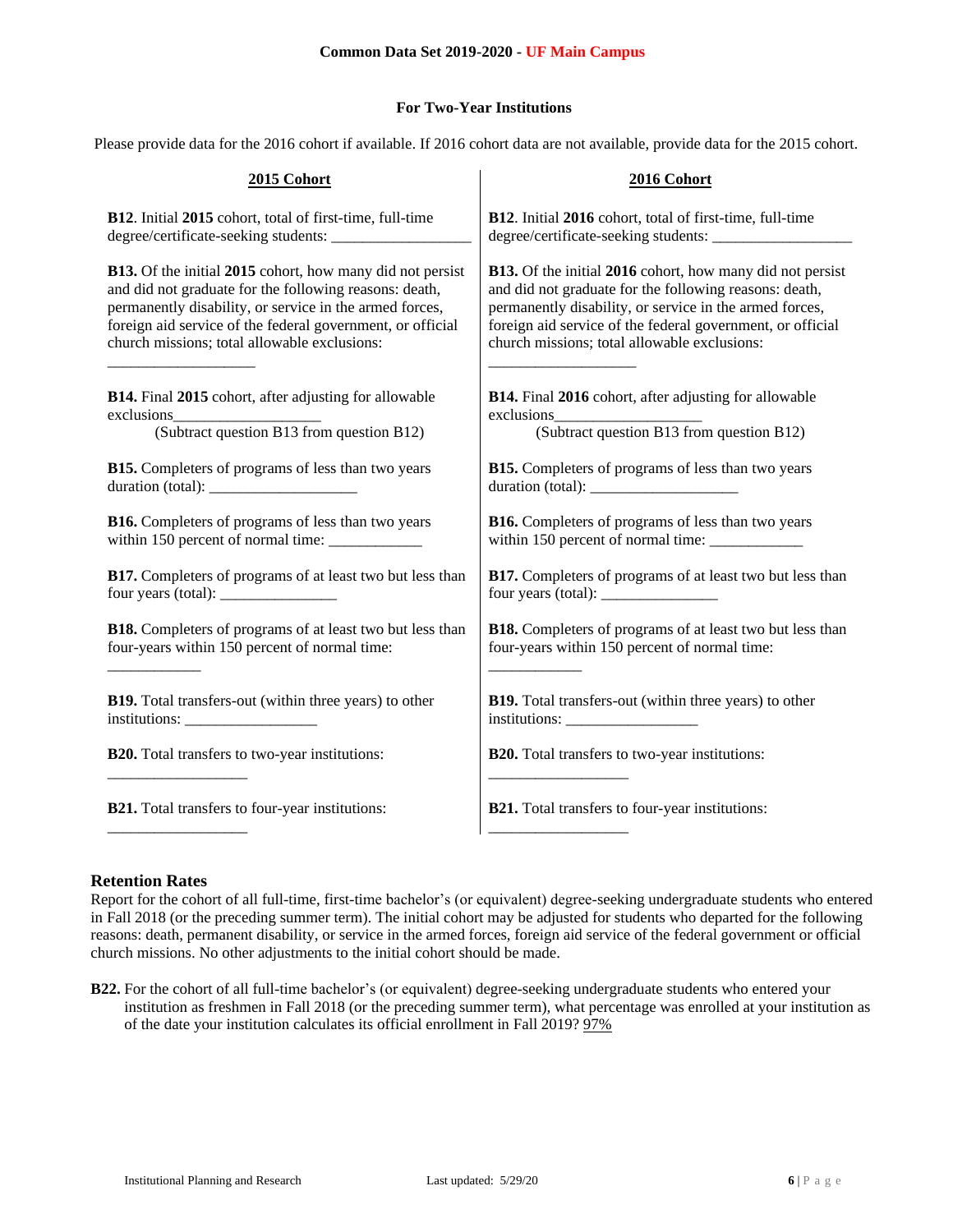### For Two-Year Institutions

Please provide data for the 2016 cohort if available. If 2016 cohort data are not available, provide data for the 2015 cohort.

| 2015 Cohort | 2016 Cohort |
|---|---|
| **B12**. Initial **2015** cohort, total of first-time, full-time degree/certificate-seeking students: ________________ | **B12**. Initial **2016** cohort, total of first-time, full-time degree/certificate-seeking students: ________________ |
| **B13.** Of the initial **2015** cohort, how many did not persist and did not graduate for the following reasons: death, permanently disability, or service in the armed forces, foreign aid service of the federal government, or official church missions; total allowable exclusions: ________________ | **B13.** Of the initial **2016** cohort, how many did not persist and did not graduate for the following reasons: death, permanently disability, or service in the armed forces, foreign aid service of the federal government, or official church missions; total allowable exclusions: ________________ |
| **B14.** Final **2015** cohort, after adjusting for allowable exclusions________________ (Subtract question B13 from question B12) | **B14.** Final **2016** cohort, after adjusting for allowable exclusions________________ (Subtract question B13 from question B12) |
| **B15.** Completers of programs of less than two years duration (total): ________________ | **B15.** Completers of programs of less than two years duration (total): ________________ |
| **B16.** Completers of programs of less than two years within 150 percent of normal time: ___________ | **B16.** Completers of programs of less than two years within 150 percent of normal time: ___________ |
| **B17.** Completers of programs of at least two but less than four years (total): _____________ | **B17.** Completers of programs of at least two but less than four years (total): _____________ |
| **B18.** Completers of programs of at least two but less than four-years within 150 percent of normal time: ___________ | **B18.** Completers of programs of at least two but less than four-years within 150 percent of normal time: ___________ |
| **B19.** Total transfers-out (within three years) to other institutions: _______________ | **B19.** Total transfers-out (within three years) to other institutions: _______________ |
| **B20.** Total transfers to two-year institutions: ________________ | **B20.** Total transfers to two-year institutions: ________________ |
| **B21.** Total transfers to four-year institutions: ________________ | **B21.** Total transfers to four-year institutions: ________________ |

## Retention Rates

Report for the cohort of all full-time, first-time bachelor's (or equivalent) degree-seeking undergraduate students who entered in Fall 2018 (or the preceding summer term). The initial cohort may be adjusted for students who departed for the following reasons: death, permanent disability, or service in the armed forces, foreign aid service of the federal government or official church missions. No other adjustments to the initial cohort should be made.

**B22.** For the cohort of all full-time bachelor's (or equivalent) degree-seeking undergraduate students who entered your institution as freshmen in Fall 2018 (or the preceding summer term), what percentage was enrolled at your institution as of the date your institution calculates its official enrollment in Fall 2019? 97%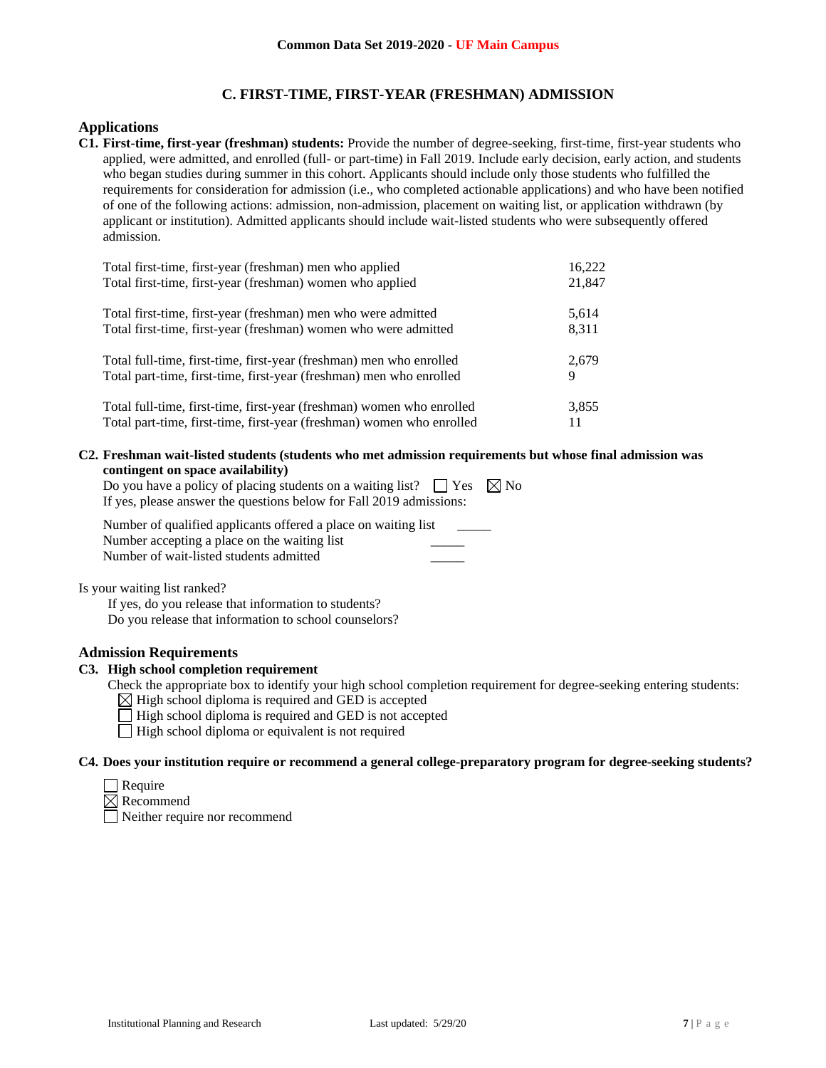## C. FIRST-TIME, FIRST-YEAR (FRESHMAN) ADMISSION

### Applications

**C1. First-time, first-year (freshman) students:** Provide the number of degree-seeking, first-time, first-year students who applied, were admitted, and enrolled (full- or part-time) in Fall 2019. Include early decision, early action, and students who began studies during summer in this cohort. Applicants should include only those students who fulfilled the requirements for consideration for admission (i.e., who completed actionable applications) and who have been notified of one of the following actions: admission, non-admission, placement on waiting list, or application withdrawn (by applicant or institution). Admitted applicants should include wait-listed students who were subsequently offered admission.

| | |
|---|---|
| Total first-time, first-year (freshman) men who applied | 16,222 |
| Total first-time, first-year (freshman) women who applied | 21,847 |
| Total first-time, first-year (freshman) men who were admitted | 5,614 |
| Total first-time, first-year (freshman) women who were admitted | 8,311 |
| Total full-time, first-time, first-year (freshman) men who enrolled | 2,679 |
| Total part-time, first-time, first-year (freshman) men who enrolled | 9 |
| Total full-time, first-time, first-year (freshman) women who enrolled | 3,855 |
| Total part-time, first-time, first-year (freshman) women who enrolled | 11 |

**C2. Freshman wait-listed students (students who met admission requirements but whose final admission was contingent on space availability)**

Do you have a policy of placing students on a waiting list? ☐ Yes ☒ No

If yes, please answer the questions below for Fall 2019 admissions:

Number of qualified applicants offered a place on waiting list _____

Number accepting a place on the waiting list _____

Number of wait-listed students admitted _____

Is your waiting list ranked?

If yes, do you release that information to students?

Do you release that information to school counselors?

### Admission Requirements

**C3. High school completion requirement**

Check the appropriate box to identify your high school completion requirement for degree-seeking entering students:

☒ High school diploma is required and GED is accepted

☐ High school diploma is required and GED is not accepted

☐ High school diploma or equivalent is not required

**C4. Does your institution require or recommend a general college-preparatory program for degree-seeking students?**

☐ Require

☒ Recommend

☐ Neither require nor recommend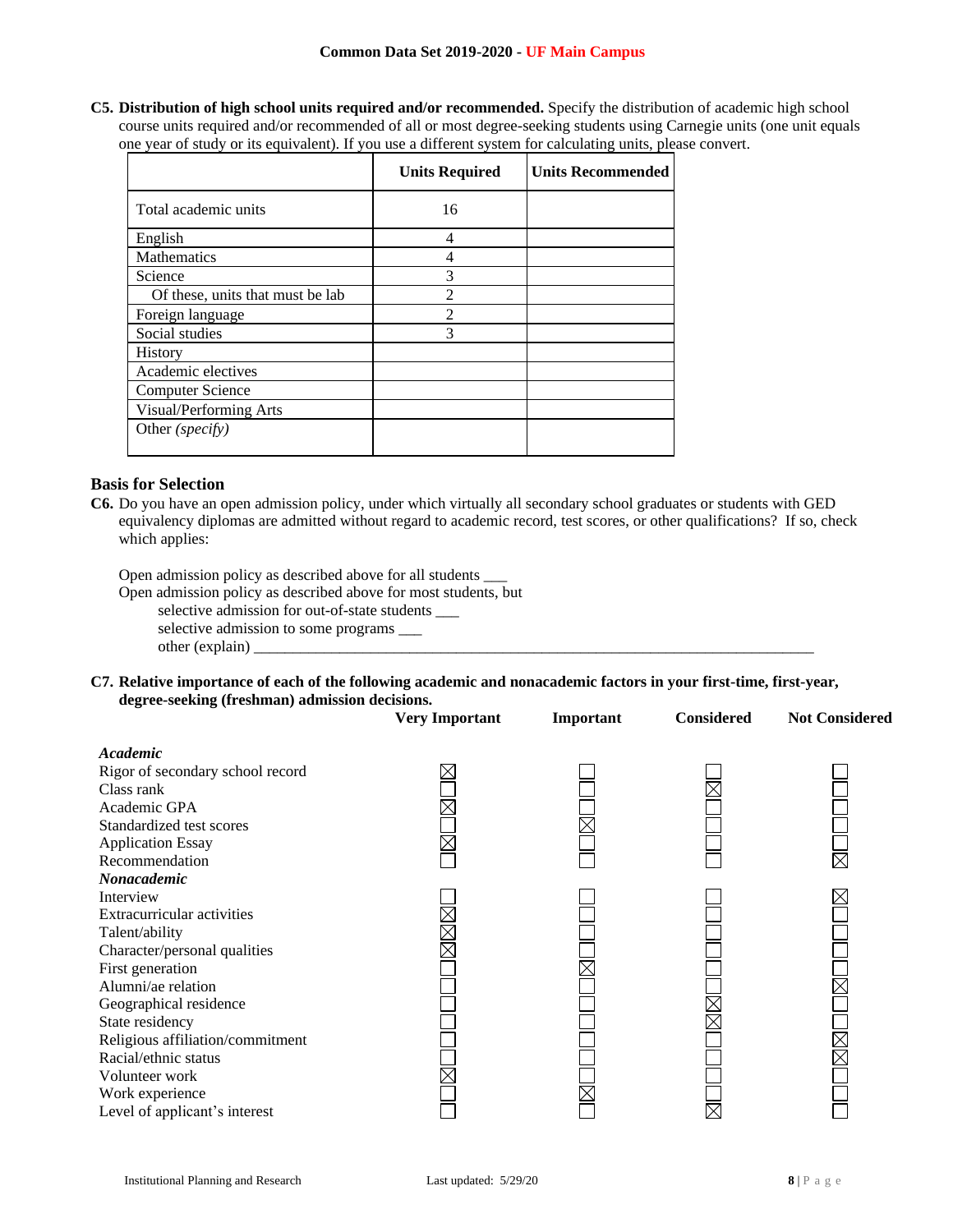**C5. Distribution of high school units required and/or recommended.** Specify the distribution of academic high school course units required and/or recommended of all or most degree-seeking students using Carnegie units (one unit equals one year of study or its equivalent). If you use a different system for calculating units, please convert.

| | Units Required | Units Recommended |
|---|---|---|
| Total academic units | 16 | |
| English | 4 | |
| Mathematics | 4 | |
| Science | 3 | |
| Of these, units that must be lab | 2 | |
| Foreign language | 2 | |
| Social studies | 3 | |
| History | | |
| Academic electives | | |
| Computer Science | | |
| Visual/Performing Arts | | |
| Other *(specify)* | | |

## Basis for Selection

**C6.** Do you have an open admission policy, under which virtually all secondary school graduates or students with GED equivalency diplomas are admitted without regard to academic record, test scores, or other qualifications? If so, check which applies:

Open admission policy as described above for all students ___

Open admission policy as described above for most students, but

selective admission for out-of-state students ___

selective admission to some programs ___

other (explain) ___

**C7. Relative importance of each of the following academic and nonacademic factors in your first-time, first-year, degree-seeking (freshman) admission decisions.**

| | Very Important | Important | Considered | Not Considered |
|---|---|---|---|---|
| ***Academic*** | | | | |
| Rigor of secondary school record | X | | | |
| Class rank | | | X | |
| Academic GPA | X | | | |
| Standardized test scores | | X | | |
| Application Essay | X | | | |
| Recommendation | | | | X |
| ***Nonacademic*** | | | | |
| Interview | | | | X |
| Extracurricular activities | X | | | |
| Talent/ability | X | | | |
| Character/personal qualities | X | | | |
| First generation | | X | | |
| Alumni/ae relation | | | | X |
| Geographical residence | | | X | |
| State residency | | | X | |
| Religious affiliation/commitment | | | | X |
| Racial/ethnic status | | | | X |
| Volunteer work | X | | | |
| Work experience | | X | | |
| Level of applicant's interest | | | X | |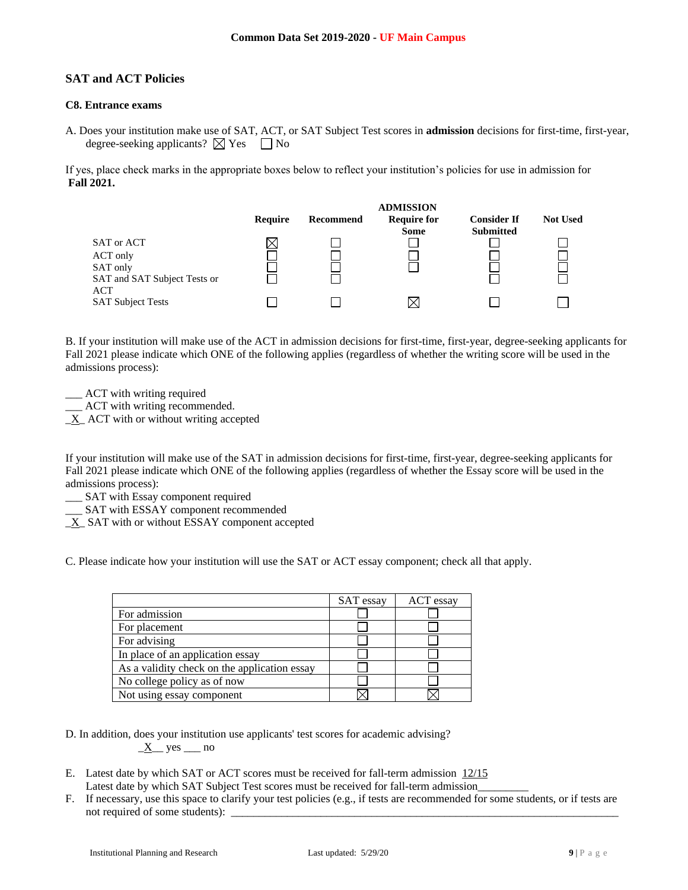## SAT and ACT Policies

### C8. Entrance exams

A. Does your institution make use of SAT, ACT, or SAT Subject Test scores in **admission** decisions for first-time, first-year, degree-seeking applicants? ☒ Yes ☐ No

If yes, place check marks in the appropriate boxes below to reflect your institution's policies for use in admission for **Fall 2021.**

| | Require | Recommend | ADMISSION Require for Some | Consider If Submitted | Not Used |
|---|---|---|---|---|---|
| SAT or ACT | ☒ | ☐ | ☐ | ☐ | ☐ |
| ACT only | ☐ | ☐ | ☐ | ☐ | ☐ |
| SAT only | ☐ | ☐ | ☐ | ☐ | ☐ |
| SAT and SAT Subject Tests or ACT | ☐ | ☐ | | ☐ | ☐ |
| SAT Subject Tests | ☐ | ☐ | ☒ | ☐ | ☐ |

B. If your institution will make use of the ACT in admission decisions for first-time, first-year, degree-seeking applicants for Fall 2021 please indicate which ONE of the following applies (regardless of whether the writing score will be used in the admissions process):

___ ACT with writing required
___ ACT with writing recommended.
_X_ ACT with or without writing accepted

If your institution will make use of the SAT in admission decisions for first-time, first-year, degree-seeking applicants for Fall 2021 please indicate which ONE of the following applies (regardless of whether the Essay score will be used in the admissions process):
___ SAT with Essay component required
___ SAT with ESSAY component recommended
_X_ SAT with or without ESSAY component accepted

C. Please indicate how your institution will use the SAT or ACT essay component; check all that apply.

| | SAT essay | ACT essay |
|---|---|---|
| For admission | ☐ | ☐ |
| For placement | ☐ | ☐ |
| For advising | ☐ | ☐ |
| In place of an application essay | ☐ | ☐ |
| As a validity check on the application essay | ☐ | ☐ |
| No college policy as of now | ☐ | ☐ |
| Not using essay component | ☒ | ☒ |

D. In addition, does your institution use applicants' test scores for academic advising?
_X__ yes ___ no

E. Latest date by which SAT or ACT scores must be received for fall-term admission 12/15
Latest date by which SAT Subject Test scores must be received for fall-term admission_________

F. If necessary, use this space to clarify your test policies (e.g., if tests are recommended for some students, or if tests are not required of some students): ___________________________________________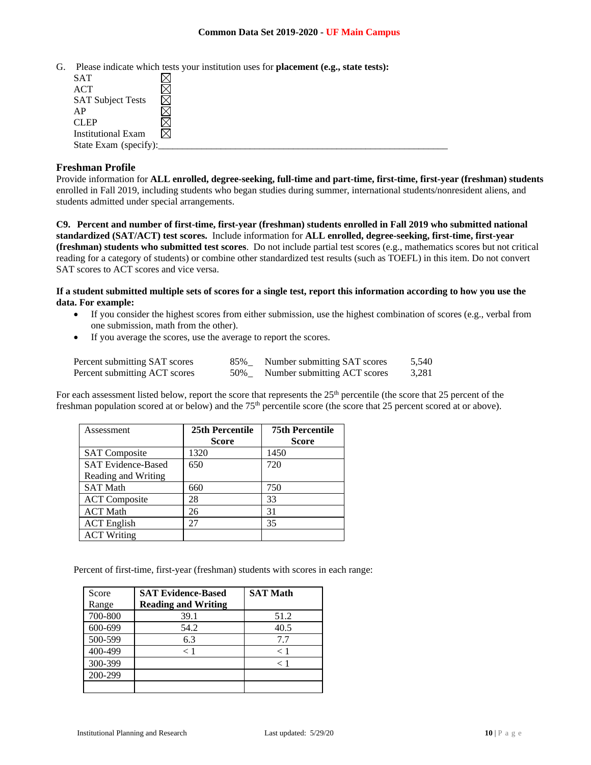G. Please indicate which tests your institution uses for **placement (e.g., state tests):**

SAT ☒
ACT ☒
SAT Subject Tests ☒
AP ☒
CLEP ☒
Institutional Exam ☒
State Exam (specify):_______________________________________________________________

## Freshman Profile

Provide information for **ALL enrolled, degree-seeking, full-time and part-time, first-time, first-year (freshman) students** enrolled in Fall 2019, including students who began studies during summer, international students/nonresident aliens, and students admitted under special arrangements.

**C9. Percent and number of first-time, first-year (freshman) students enrolled in Fall 2019 who submitted national standardized (SAT/ACT) test scores.** Include information for **ALL enrolled, degree-seeking, first-time, first-year (freshman) students who submitted test scores**. Do not include partial test scores (e.g., mathematics scores but not critical reading for a category of students) or combine other standardized test results (such as TOEFL) in this item. Do not convert SAT scores to ACT scores and vice versa.

**If a student submitted multiple sets of scores for a single test, report this information according to how you use the data. For example:**

- If you consider the highest scores from either submission, use the highest combination of scores (e.g., verbal from one submission, math from the other).
- If you average the scores, use the average to report the scores.

| | | | |
|---|---|---|---|
| Percent submitting SAT scores | 85%_ | Number submitting SAT scores | 5,540 |
| Percent submitting ACT scores | 50%_ | Number submitting ACT scores | 3,281 |

For each assessment listed below, report the score that represents the 25th percentile (the score that 25 percent of the freshman population scored at or below) and the 75th percentile score (the score that 25 percent scored at or above).

| Assessment | 25th Percentile Score | 75th Percentile Score |
|---|---|---|
| SAT Composite | 1320 | 1450 |
| SAT Evidence-Based Reading and Writing | 650 | 720 |
| SAT Math | 660 | 750 |
| ACT Composite | 28 | 33 |
| ACT Math | 26 | 31 |
| ACT English | 27 | 35 |
| ACT Writing | | |

Percent of first-time, first-year (freshman) students with scores in each range:

| Score Range | SAT Evidence-Based Reading and Writing | SAT Math |
|---|---|---|
| 700-800 | 39.1 | 51.2 |
| 600-699 | 54.2 | 40.5 |
| 500-599 | 6.3 | 7.7 |
| 400-499 | < 1 | < 1 |
| 300-399 | | < 1 |
| 200-299 | | |
| | | |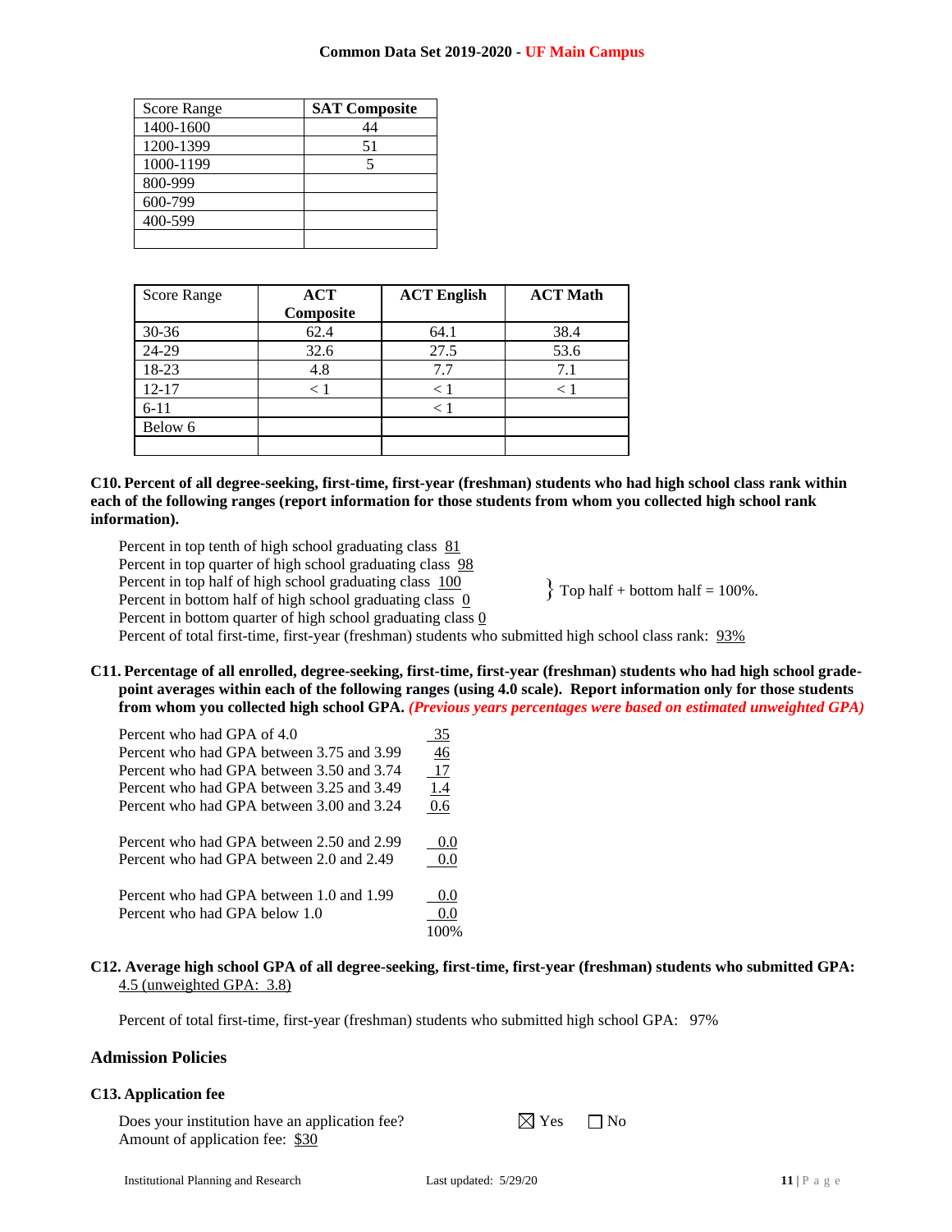| Score Range | SAT Composite |
|---|---|
| 1400-1600 | 44 |
| 1200-1399 | 51 |
| 1000-1199 | 5 |
| 800-999 | |
| 600-799 | |
| 400-599 | |
| | |

| Score Range | ACT Composite | ACT English | ACT Math |
|---|---|---|---|
| 30-36 | 62.4 | 64.1 | 38.4 |
| 24-29 | 32.6 | 27.5 | 53.6 |
| 18-23 | 4.8 | 7.7 | 7.1 |
| 12-17 | < 1 | < 1 | < 1 |
| 6-11 | | < 1 | |
| Below 6 | | | |
| | | | |

**C10. Percent of all degree-seeking, first-time, first-year (freshman) students who had high school class rank within each of the following ranges (report information for those students from whom you collected high school rank information).**

Percent in top tenth of high school graduating class 81
Percent in top quarter of high school graduating class 98
Percent in top half of high school graduating class 100
Percent in bottom half of high school graduating class 0
} Top half + bottom half = 100%.
Percent in bottom quarter of high school graduating class 0
Percent of total first-time, first-year (freshman) students who submitted high school class rank: 93%

**C11. Percentage of all enrolled, degree-seeking, first-time, first-year (freshman) students who had high school grade-point averages within each of the following ranges (using 4.0 scale). Report information only for those students from whom you collected high school GPA.** ***(Previous years percentages were based on estimated unweighted GPA)***

| | |
|---|---|
| Percent who had GPA of 4.0 | 35 |
| Percent who had GPA between 3.75 and 3.99 | 46 |
| Percent who had GPA between 3.50 and 3.74 | 17 |
| Percent who had GPA between 3.25 and 3.49 | 1.4 |
| Percent who had GPA between 3.00 and 3.24 | 0.6 |
| Percent who had GPA between 2.50 and 2.99 | 0.0 |
| Percent who had GPA between 2.0 and 2.49 | 0.0 |
| Percent who had GPA between 1.0 and 1.99 | 0.0 |
| Percent who had GPA below 1.0 | 0.0 |
| | 100% |

**C12. Average high school GPA of all degree-seeking, first-time, first-year (freshman) students who submitted GPA:** 4.5 (unweighted GPA: 3.8)

Percent of total first-time, first-year (freshman) students who submitted high school GPA: 97%

## Admission Policies

**C13. Application fee**

Does your institution have an application fee? ☒ Yes ☐ No
Amount of application fee: $30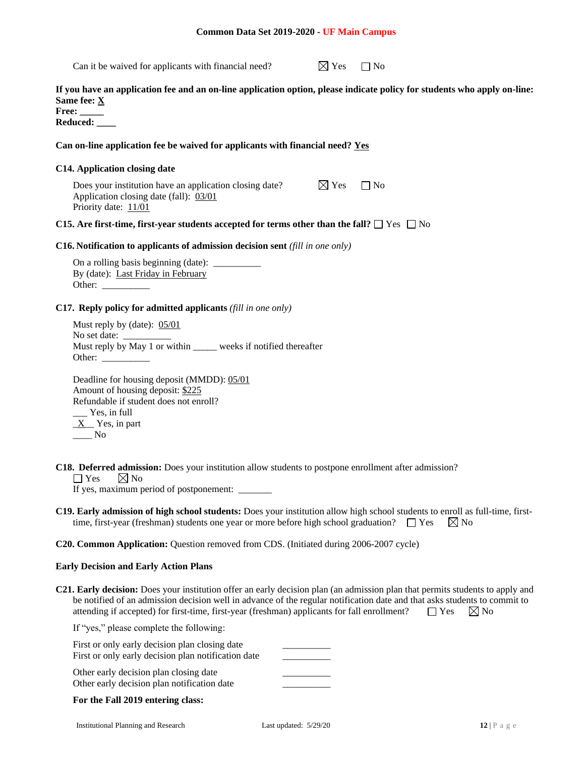Can it be waived for applicants with financial need? ☒ Yes ☐ No

**If you have an application fee and an on-line application option, please indicate policy for students who apply on-line:**
**Same fee: X**
**Free: _____**
**Reduced: ____**

**Can on-line application fee be waived for applicants with financial need? Yes**

**C14. Application closing date**

Does your institution have an application closing date? ☒ Yes ☐ No
Application closing date (fall): 03/01
Priority date: 11/01

**C15. Are first-time, first-year students accepted for terms other than the fall?** ☐ Yes ☐ No

**C16. Notification to applicants of admission decision sent** *(fill in one only)*

On a rolling basis beginning (date): __________
By (date): Last Friday in February
Other: __________

**C17. Reply policy for admitted applicants** *(fill in one only)*

Must reply by (date): 05/01
No set date: __________
Must reply by May 1 or within _____ weeks if notified thereafter
Other: __________

Deadline for housing deposit (MMDD): 05/01
Amount of housing deposit: $225
Refundable if student does not enroll?
___ Yes, in full
_X__ Yes, in part
____ No

**C18. Deferred admission:** Does your institution allow students to postpone enrollment after admission?
☐ Yes ☒ No
If yes, maximum period of postponement: _______

**C19. Early admission of high school students:** Does your institution allow high school students to enroll as full-time, first-time, first-year (freshman) students one year or more before high school graduation? ☐ Yes ☒ No

**C20. Common Application:** Question removed from CDS. (Initiated during 2006-2007 cycle)

**Early Decision and Early Action Plans**

**C21. Early decision:** Does your institution offer an early decision plan (an admission plan that permits students to apply and be notified of an admission decision well in advance of the regular notification date and that asks students to commit to attending if accepted) for first-time, first-year (freshman) applicants for fall enrollment? ☐ Yes ☒ No

If "yes," please complete the following:

First or only early decision plan closing date __________
First or only early decision plan notification date __________

Other early decision plan closing date __________
Other early decision plan notification date __________

**For the Fall 2019 entering class:**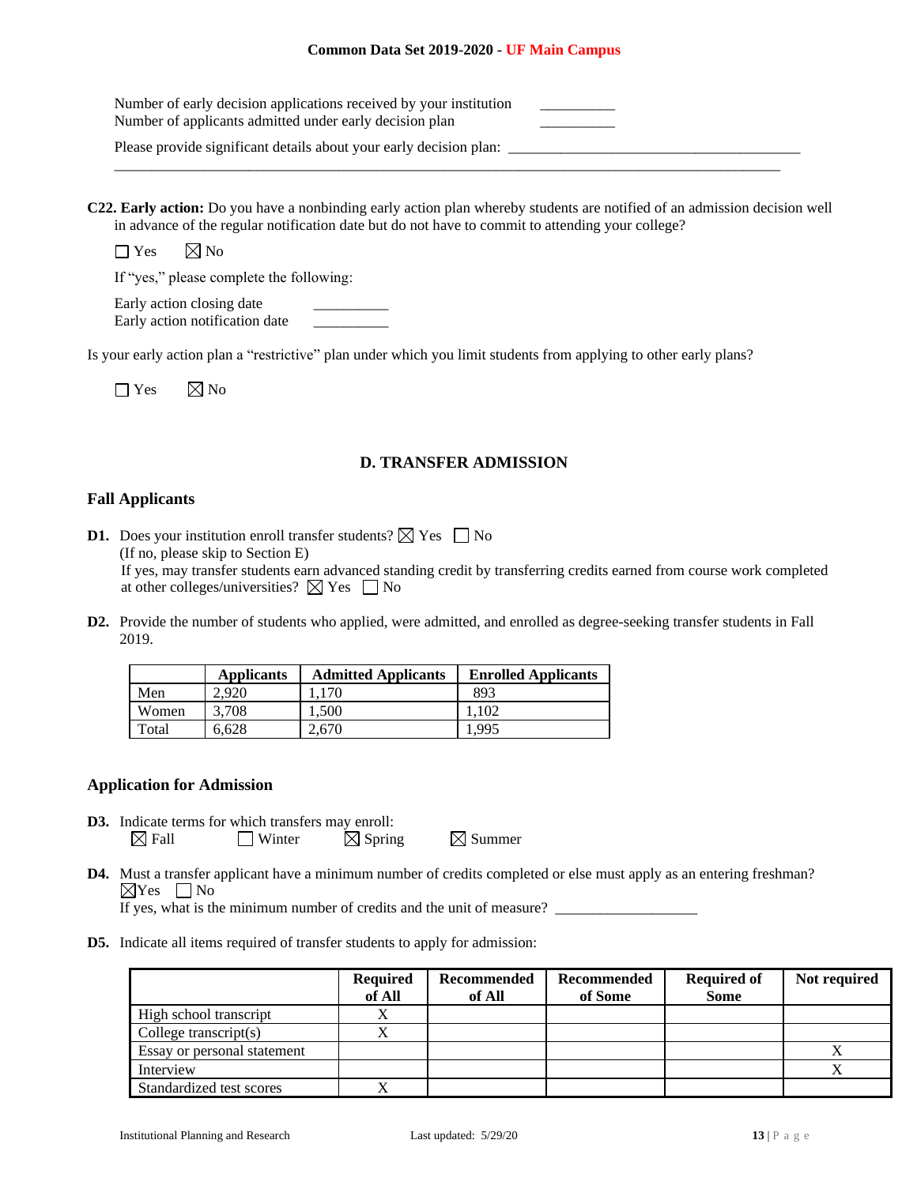Number of early decision applications received by your institution __________
Number of applicants admitted under early decision plan __________

Please provide significant details about your early decision plan: ________________________________________

________________________________________________________________________________________

**C22. Early action:** Do you have a nonbinding early action plan whereby students are notified of an admission decision well in advance of the regular notification date but do not have to commit to attending your college?

☐ Yes ☒ No

If "yes," please complete the following:

Early action closing date __________
Early action notification date __________

Is your early action plan a "restrictive" plan under which you limit students from applying to other early plans?

☐ Yes ☒ No

## D. TRANSFER ADMISSION

### Fall Applicants

**D1.** Does your institution enroll transfer students? ☒ Yes ☐ No
(If no, please skip to Section E)
If yes, may transfer students earn advanced standing credit by transferring credits earned from course work completed at other colleges/universities? ☒ Yes ☐ No

**D2.** Provide the number of students who applied, were admitted, and enrolled as degree-seeking transfer students in Fall 2019.

| | Applicants | Admitted Applicants | Enrolled Applicants |
|---|---|---|---|
| Men | 2,920 | 1,170 | 893 |
| Women | 3,708 | 1,500 | 1,102 |
| Total | 6,628 | 2,670 | 1,995 |

### Application for Admission

**D3.** Indicate terms for which transfers may enroll:
☒ Fall ☐ Winter ☒ Spring ☒ Summer

**D4.** Must a transfer applicant have a minimum number of credits completed or else must apply as an entering freshman?
☒Yes ☐ No
If yes, what is the minimum number of credits and the unit of measure? ___________________

**D5.** Indicate all items required of transfer students to apply for admission:

| | Required of All | Recommended of All | Recommended of Some | Required of Some | Not required |
|---|---|---|---|---|---|
| High school transcript | X | | | | |
| College transcript(s) | X | | | | |
| Essay or personal statement | | | | | X |
| Interview | | | | | X |
| Standardized test scores | X | | | | |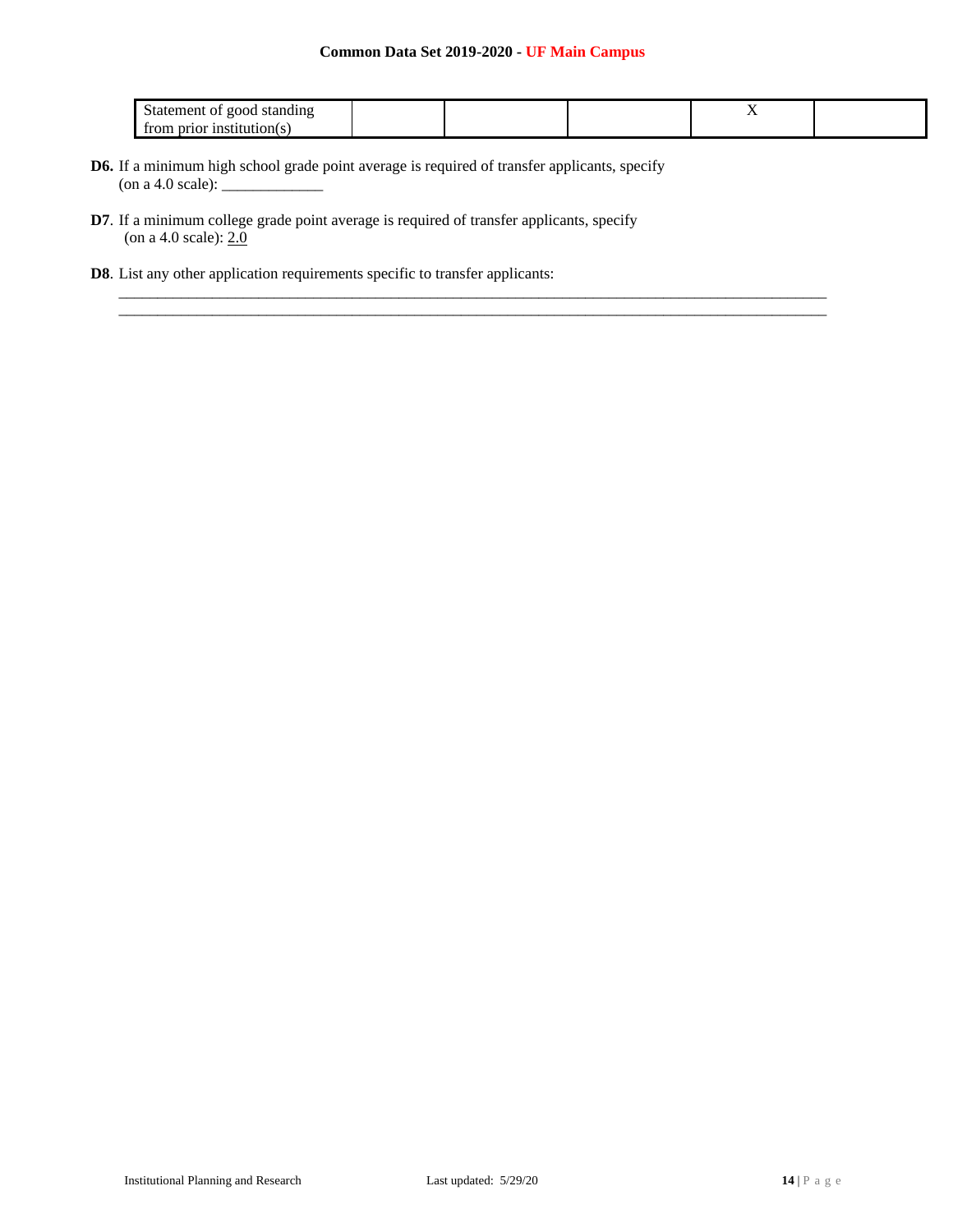| Statement of good standing from prior institution(s) | | | | X | |
|---|---|---|---|---|---|

**D6.** If a minimum high school grade point average is required of transfer applicants, specify (on a 4.0 scale): _____________

**D7**. If a minimum college grade point average is required of transfer applicants, specify (on a 4.0 scale): 2.0

**D8**. List any other application requirements specific to transfer applicants:

________________________________________________________________________________________

________________________________________________________________________________________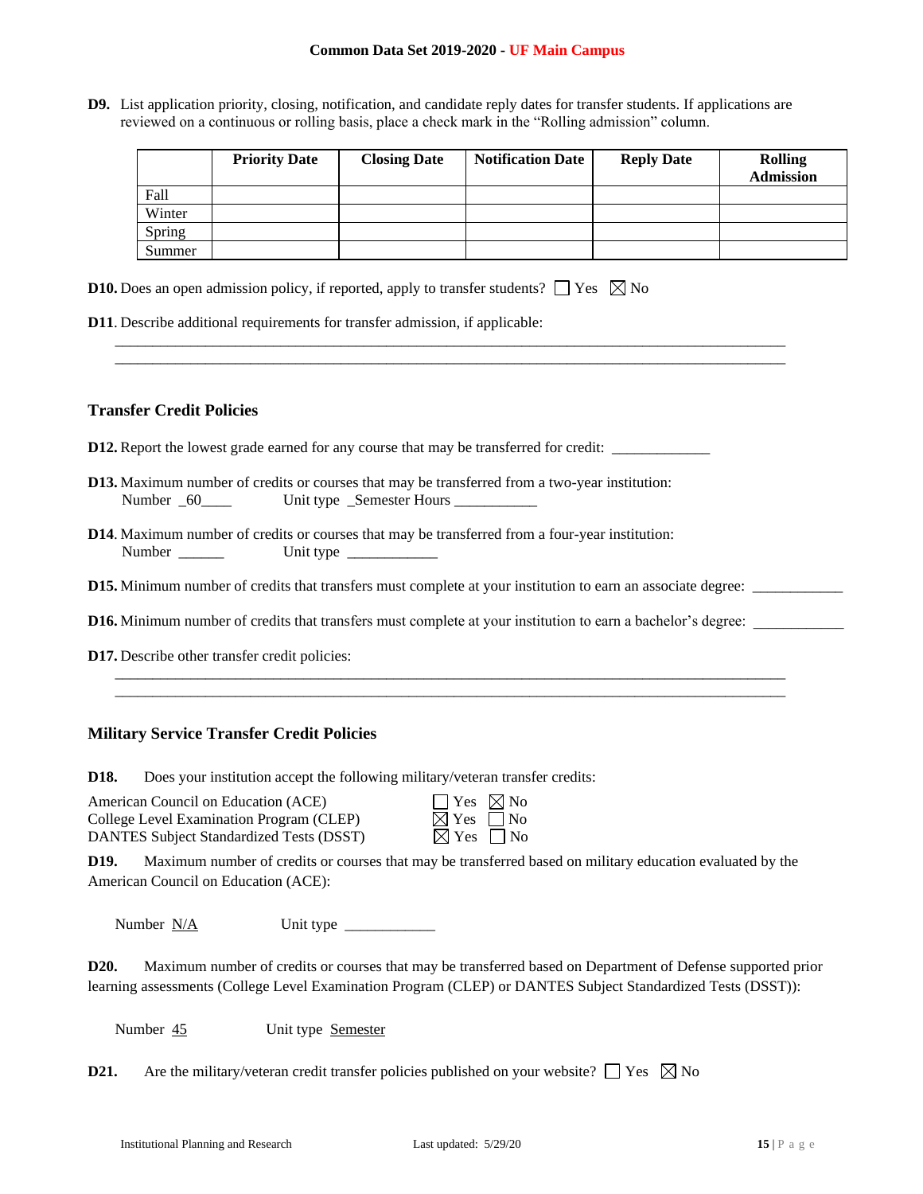**D9.** List application priority, closing, notification, and candidate reply dates for transfer students. If applications are reviewed on a continuous or rolling basis, place a check mark in the "Rolling admission" column.

| | Priority Date | Closing Date | Notification Date | Reply Date | Rolling Admission |
|---|---|---|---|---|---|
| Fall | | | | | |
| Winter | | | | | |
| Spring | | | | | |
| Summer | | | | | |

**D10.** Does an open admission policy, if reported, apply to transfer students? ☐ Yes ☒ No

**D11**. Describe additional requirements for transfer admission, if applicable:

________________________________________________________________________________________

________________________________________________________________________________________

## Transfer Credit Policies

**D12.** Report the lowest grade earned for any course that may be transferred for credit: ____________

**D13.** Maximum number of credits or courses that may be transferred from a two-year institution:
Number _60____ Unit type _Semester Hours ___________

**D14**. Maximum number of credits or courses that may be transferred from a four-year institution:
Number ______ Unit type ___________

**D15.** Minimum number of credits that transfers must complete at your institution to earn an associate degree: ___________

**D16.** Minimum number of credits that transfers must complete at your institution to earn a bachelor's degree: ___________

**D17.** Describe other transfer credit policies:

________________________________________________________________________________________

________________________________________________________________________________________

## Military Service Transfer Credit Policies

**D18.** Does your institution accept the following military/veteran transfer credits:

| | |
|---|---|
| American Council on Education (ACE) | ☐ Yes ☒ No |
| College Level Examination Program (CLEP) | ☒ Yes ☐ No |
| DANTES Subject Standardized Tests (DSST) | ☒ Yes ☐ No |

**D19.** Maximum number of credits or courses that may be transferred based on military education evaluated by the American Council on Education (ACE):

Number N/A Unit type ___________

**D20.** Maximum number of credits or courses that may be transferred based on Department of Defense supported prior learning assessments (College Level Examination Program (CLEP) or DANTES Subject Standardized Tests (DSST)):

Number 45 Unit type Semester

**D21.** Are the military/veteran credit transfer policies published on your website? ☐ Yes ☒ No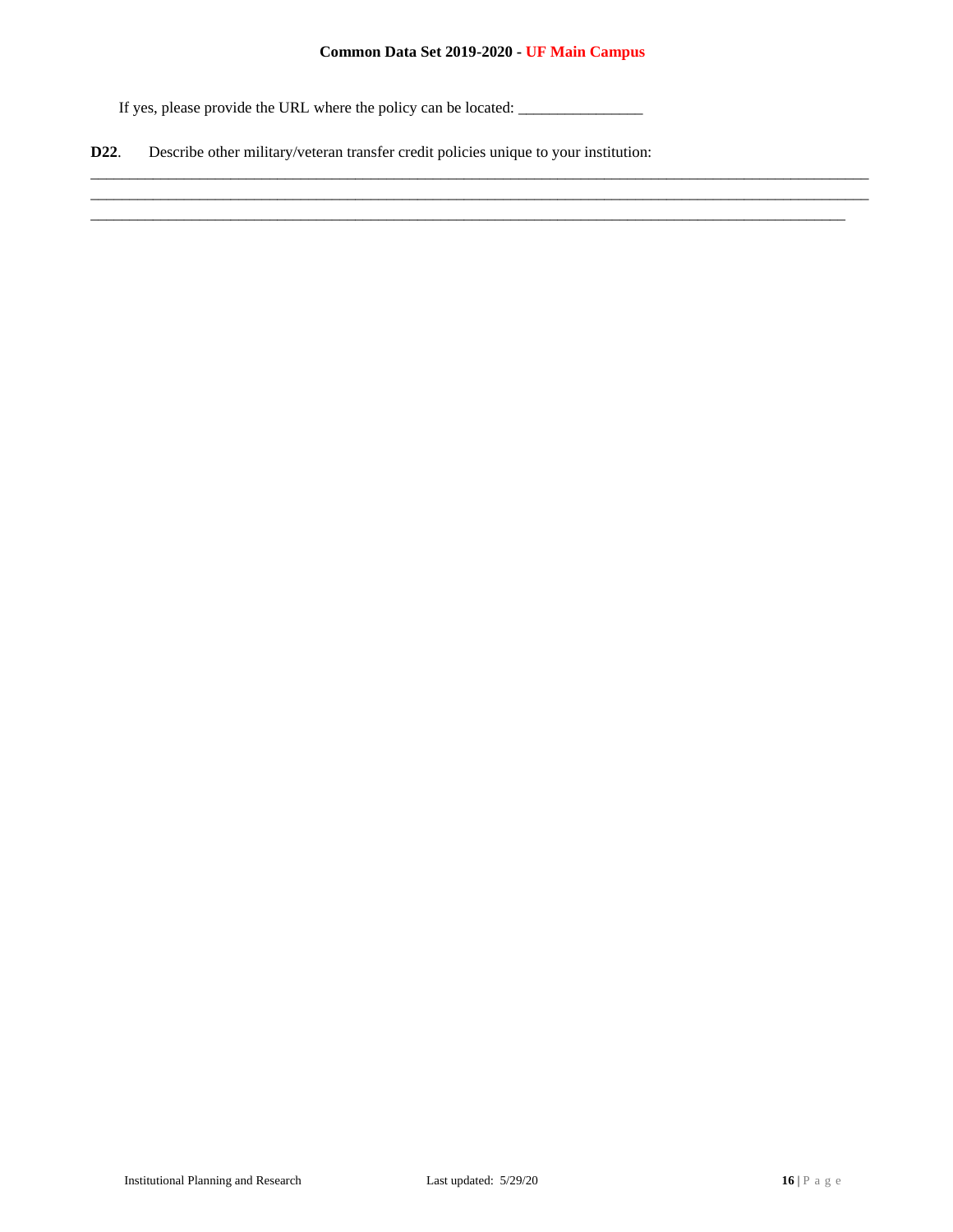If yes, please provide the URL where the policy can be located: _______________

**D22**. Describe other military/veteran transfer credit policies unique to your institution:

_____________________________________________________________________________________________

_____________________________________________________________________________________________

___________________________________________________________________________________________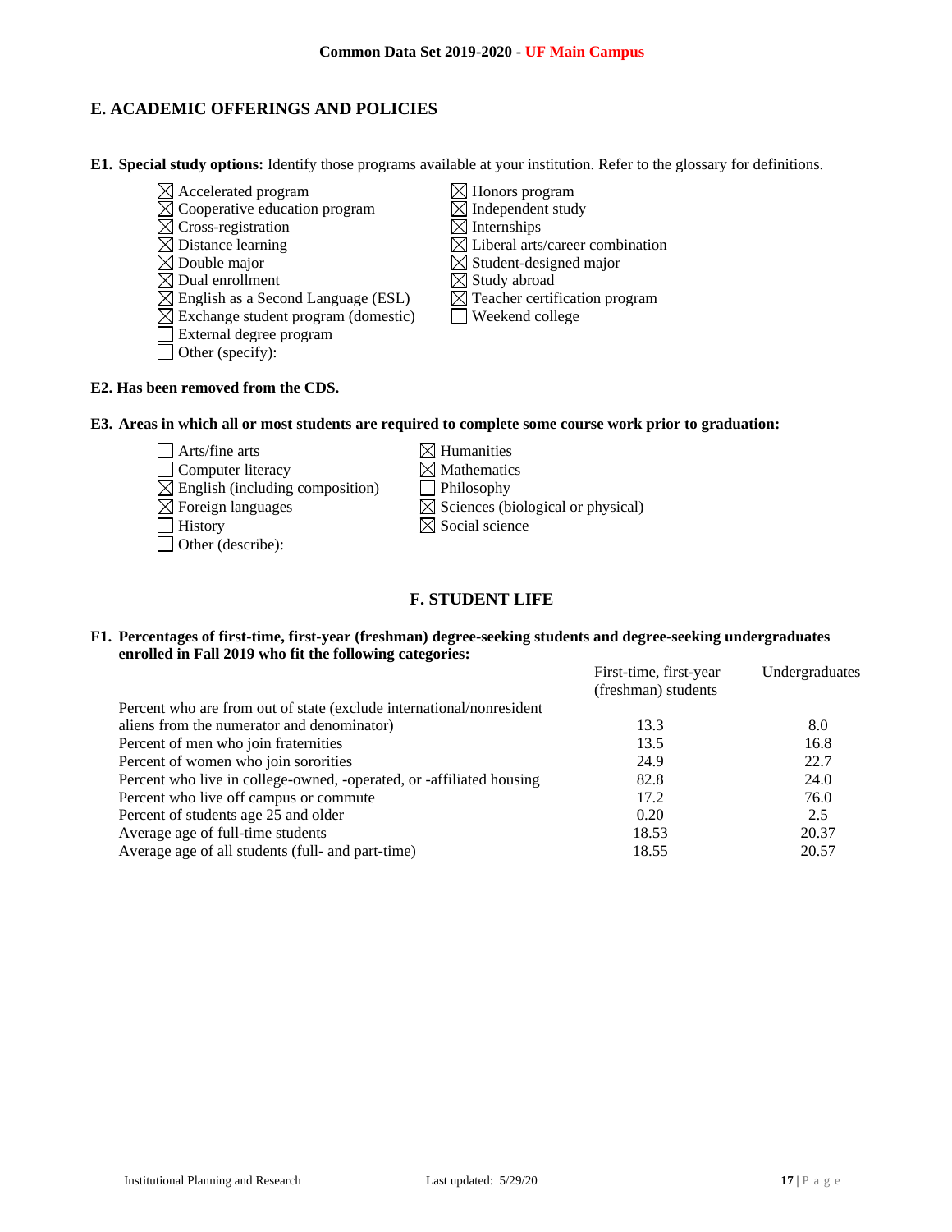## E. ACADEMIC OFFERINGS AND POLICIES

**E1. Special study options:** Identify those programs available at your institution. Refer to the glossary for definitions.

- ☒ Accelerated program
- ☒ Cooperative education program
- ☒ Cross-registration
- ☒ Distance learning
- ☒ Double major
- ☒ Dual enrollment
- ☒ English as a Second Language (ESL)
- ☒ Exchange student program (domestic)
- ☐ External degree program
- ☐ Other (specify):
- ☒ Honors program
- ☒ Independent study
- ☒ Internships
- ☒ Liberal arts/career combination
- ☒ Student-designed major
- ☒ Study abroad
- ☒ Teacher certification program
- ☐ Weekend college

**E2. Has been removed from the CDS.**

**E3. Areas in which all or most students are required to complete some course work prior to graduation:**

- ☐ Arts/fine arts
- ☐ Computer literacy
- ☒ English (including composition)
- ☒ Foreign languages
- ☐ History
- ☐ Other (describe):
- ☒ Humanities
- ☒ Mathematics
- ☐ Philosophy
- ☒ Sciences (biological or physical)
- ☒ Social science

## F. STUDENT LIFE

**F1. Percentages of first-time, first-year (freshman) degree-seeking students and degree-seeking undergraduates enrolled in Fall 2019 who fit the following categories:**

| | First-time, first-year (freshman) students | Undergraduates |
|---|---|---|
| Percent who are from out of state (exclude international/nonresident aliens from the numerator and denominator) | 13.3 | 8.0 |
| Percent of men who join fraternities | 13.5 | 16.8 |
| Percent of women who join sororities | 24.9 | 22.7 |
| Percent who live in college-owned, -operated, or -affiliated housing | 82.8 | 24.0 |
| Percent who live off campus or commute | 17.2 | 76.0 |
| Percent of students age 25 and older | 0.20 | 2.5 |
| Average age of full-time students | 18.53 | 20.37 |
| Average age of all students (full- and part-time) | 18.55 | 20.57 |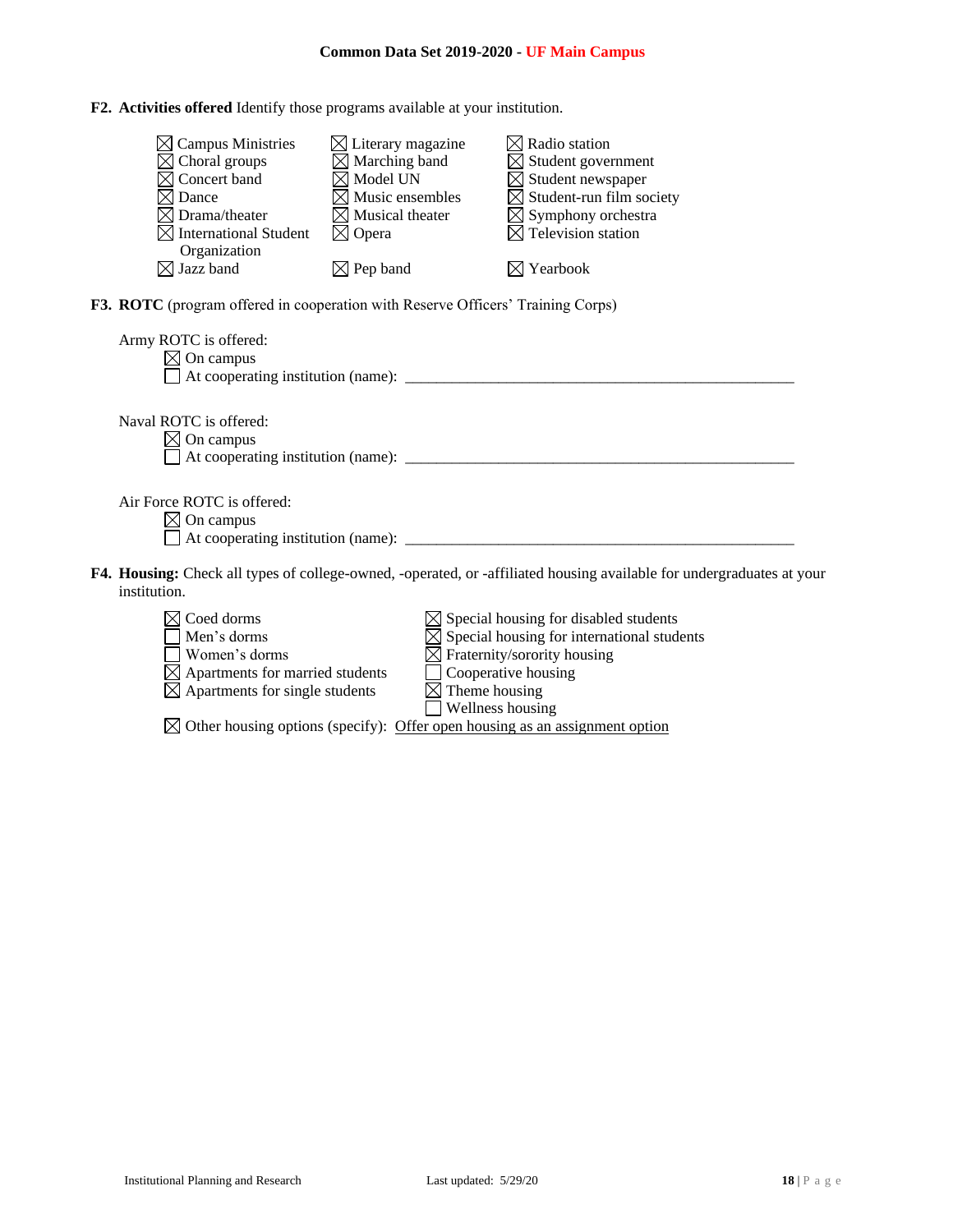**F2. Activities offered** Identify those programs available at your institution.

- ☒ Campus Ministries
- ☒ Choral groups
- ☒ Concert band
- ☒ Dance
- ☒ Drama/theater
- ☒ International Student Organization
- ☒ Jazz band
- ☒ Literary magazine
- ☒ Marching band
- ☒ Model UN
- ☒ Music ensembles
- ☒ Musical theater
- ☒ Opera
- ☒ Pep band
- ☒ Radio station
- ☒ Student government
- ☒ Student newspaper
- ☒ Student-run film society
- ☒ Symphony orchestra
- ☒ Television station
- ☒ Yearbook

**F3. ROTC** (program offered in cooperation with Reserve Officers' Training Corps)

Army ROTC is offered:
- ☒ On campus
- ☐ At cooperating institution (name): ____________________

Naval ROTC is offered:
- ☒ On campus
- ☐ At cooperating institution (name): ____________________

Air Force ROTC is offered:
- ☒ On campus
- ☐ At cooperating institution (name): ____________________

**F4. Housing:** Check all types of college-owned, -operated, or -affiliated housing available for undergraduates at your institution.

- ☒ Coed dorms
- ☐ Men's dorms
- ☐ Women's dorms
- ☒ Apartments for married students
- ☒ Apartments for single students
- ☒ Special housing for disabled students
- ☒ Special housing for international students
- ☒ Fraternity/sorority housing
- ☐ Cooperative housing
- ☒ Theme housing
- ☐ Wellness housing
- ☒ Other housing options (specify): Offer open housing as an assignment option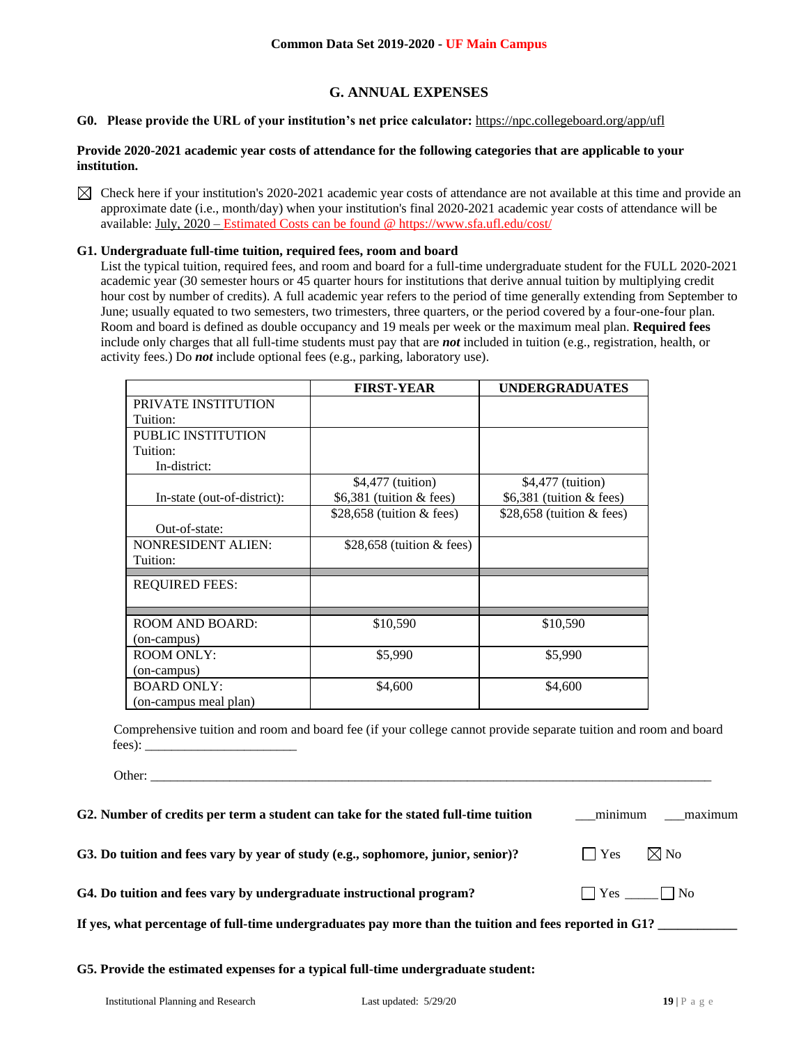Common Data Set 2019-2020 - UF Main Campus

## G. ANNUAL EXPENSES

**G0. Please provide the URL of your institution's net price calculator:** https://npc.collegeboard.org/app/ufl

**Provide 2020-2021 academic year costs of attendance for the following categories that are applicable to your institution.**

☒ Check here if your institution's 2020-2021 academic year costs of attendance are not available at this time and provide an approximate date (i.e., month/day) when your institution's final 2020-2021 academic year costs of attendance will be available: July, 2020 – Estimated Costs can be found @ https://www.sfa.ufl.edu/cost/

**G1. Undergraduate full-time tuition, required fees, room and board**

List the typical tuition, required fees, and room and board for a full-time undergraduate student for the FULL 2020-2021 academic year (30 semester hours or 45 quarter hours for institutions that derive annual tuition by multiplying credit hour cost by number of credits). A full academic year refers to the period of time generally extending from September to June; usually equated to two semesters, two trimesters, three quarters, or the period covered by a four-one-four plan. Room and board is defined as double occupancy and 19 meals per week or the maximum meal plan. **Required fees** include only charges that all full-time students must pay that are ***not*** included in tuition (e.g., registration, health, or activity fees.) Do ***not*** include optional fees (e.g., parking, laboratory use).

| | FIRST-YEAR | UNDERGRADUATES |
|---|---|---|
| PRIVATE INSTITUTION Tuition: | | |
| PUBLIC INSTITUTION Tuition: In-district: | | |
| In-state (out-of-district): | $4,477 (tuition) $6,381 (tuition & fees) | $4,477 (tuition) $6,381 (tuition & fees) |
| Out-of-state: | $28,658 (tuition & fees) | $28,658 (tuition & fees) |
| NONRESIDENT ALIEN: Tuition: | $28,658 (tuition & fees) | |
| REQUIRED FEES: | | |
| ROOM AND BOARD: (on-campus) | $10,590 | $10,590 |
| ROOM ONLY: (on-campus) | $5,990 | $5,990 |
| BOARD ONLY: (on-campus meal plan) | $4,600 | $4,600 |

Comprehensive tuition and room and board fee (if your college cannot provide separate tuition and room and board fees): _______________________

Other: ______________________________________________________________________________________________

**G2. Number of credits per term a student can take for the stated full-time tuition** ___minimum ___maximum

**G3. Do tuition and fees vary by year of study (e.g., sophomore, junior, senior)?** ☐ Yes ☒ No

**G4. Do tuition and fees vary by undergraduate instructional program?** ☐ Yes _____ ☐ No

**If yes, what percentage of full-time undergraduates pay more than the tuition and fees reported in G1?** ___________

**G5. Provide the estimated expenses for a typical full-time undergraduate student:**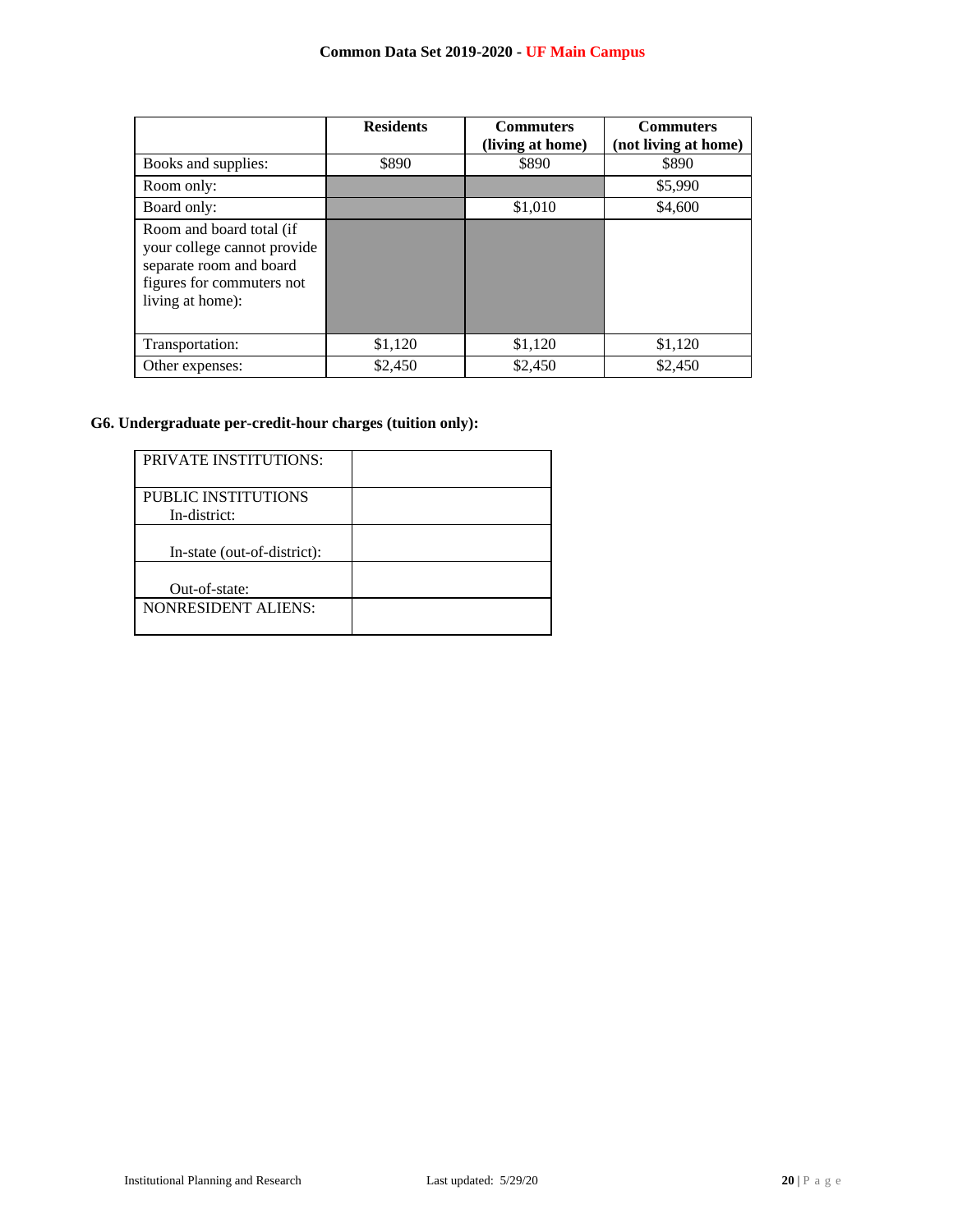| | Residents | Commuters (living at home) | Commuters (not living at home) |
|---|---|---|---|
| Books and supplies: | $890 | $890 | $890 |
| Room only: | | | $5,990 |
| Board only: | | $1,010 | $4,600 |
| Room and board total (if your college cannot provide separate room and board figures for commuters not living at home): | | | |
| Transportation: | $1,120 | $1,120 | $1,120 |
| Other expenses: | $2,450 | $2,450 | $2,450 |

### G6. Undergraduate per-credit-hour charges (tuition only):

| | |
|---|---|
| PRIVATE INSTITUTIONS: | |
| PUBLIC INSTITUTIONS In-district: | |
| In-state (out-of-district): | |
| Out-of-state: | |
| NONRESIDENT ALIENS: | |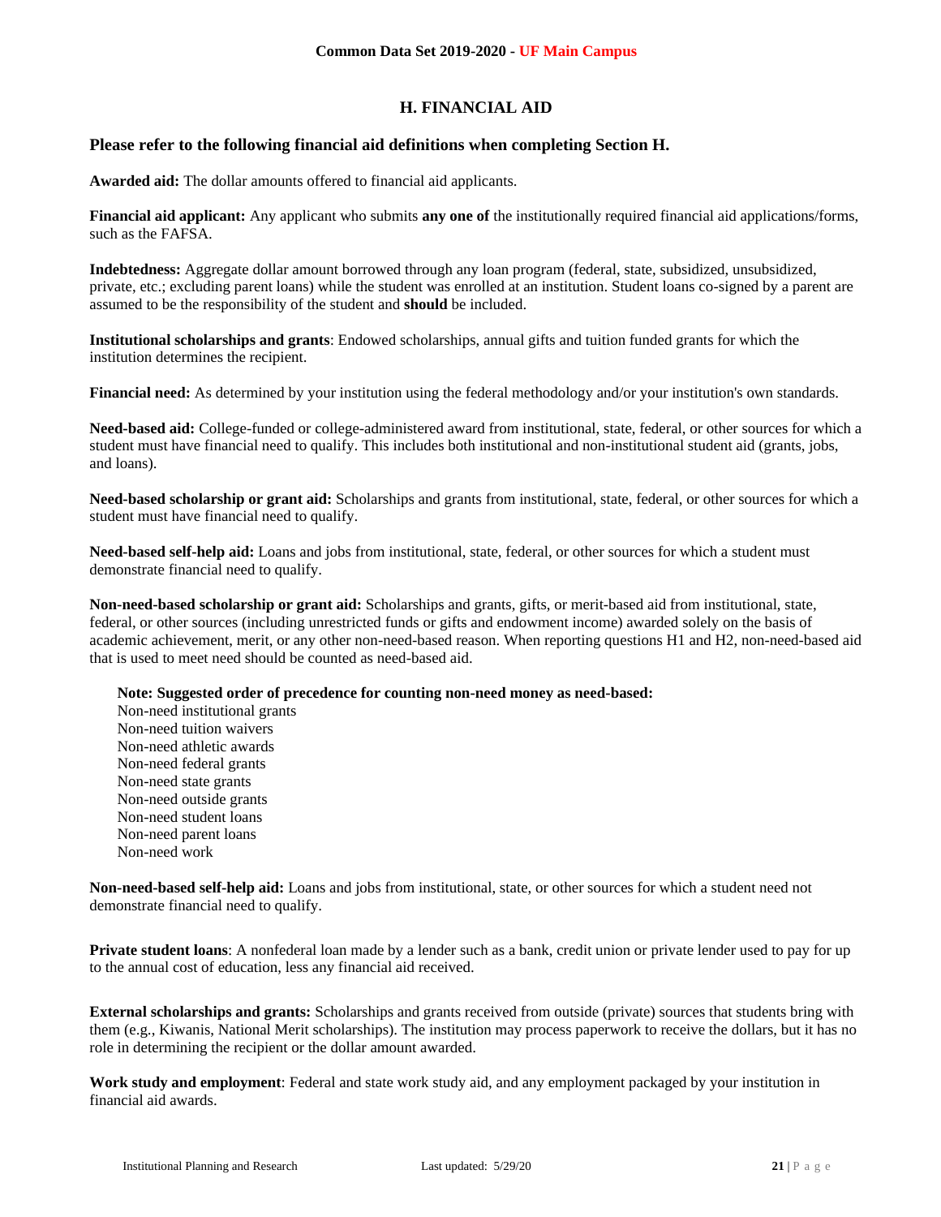## H. FINANCIAL AID

### Please refer to the following financial aid definitions when completing Section H.

**Awarded aid:** The dollar amounts offered to financial aid applicants.

**Financial aid applicant:** Any applicant who submits **any one of** the institutionally required financial aid applications/forms, such as the FAFSA.

**Indebtedness:** Aggregate dollar amount borrowed through any loan program (federal, state, subsidized, unsubsidized, private, etc.; excluding parent loans) while the student was enrolled at an institution. Student loans co-signed by a parent are assumed to be the responsibility of the student and **should** be included.

**Institutional scholarships and grants**: Endowed scholarships, annual gifts and tuition funded grants for which the institution determines the recipient.

**Financial need:** As determined by your institution using the federal methodology and/or your institution's own standards.

**Need-based aid:** College-funded or college-administered award from institutional, state, federal, or other sources for which a student must have financial need to qualify. This includes both institutional and non-institutional student aid (grants, jobs, and loans).

**Need-based scholarship or grant aid:** Scholarships and grants from institutional, state, federal, or other sources for which a student must have financial need to qualify.

**Need-based self-help aid:** Loans and jobs from institutional, state, federal, or other sources for which a student must demonstrate financial need to qualify.

**Non-need-based scholarship or grant aid:** Scholarships and grants, gifts, or merit-based aid from institutional, state, federal, or other sources (including unrestricted funds or gifts and endowment income) awarded solely on the basis of academic achievement, merit, or any other non-need-based reason. When reporting questions H1 and H2, non-need-based aid that is used to meet need should be counted as need-based aid.

**Note: Suggested order of precedence for counting non-need money as need-based:**
Non-need institutional grants
Non-need tuition waivers
Non-need athletic awards
Non-need federal grants
Non-need state grants
Non-need outside grants
Non-need student loans
Non-need parent loans
Non-need work

**Non-need-based self-help aid:** Loans and jobs from institutional, state, or other sources for which a student need not demonstrate financial need to qualify.

**Private student loans**: A nonfederal loan made by a lender such as a bank, credit union or private lender used to pay for up to the annual cost of education, less any financial aid received.

**External scholarships and grants:** Scholarships and grants received from outside (private) sources that students bring with them (e.g., Kiwanis, National Merit scholarships). The institution may process paperwork to receive the dollars, but it has no role in determining the recipient or the dollar amount awarded.

**Work study and employment**: Federal and state work study aid, and any employment packaged by your institution in financial aid awards.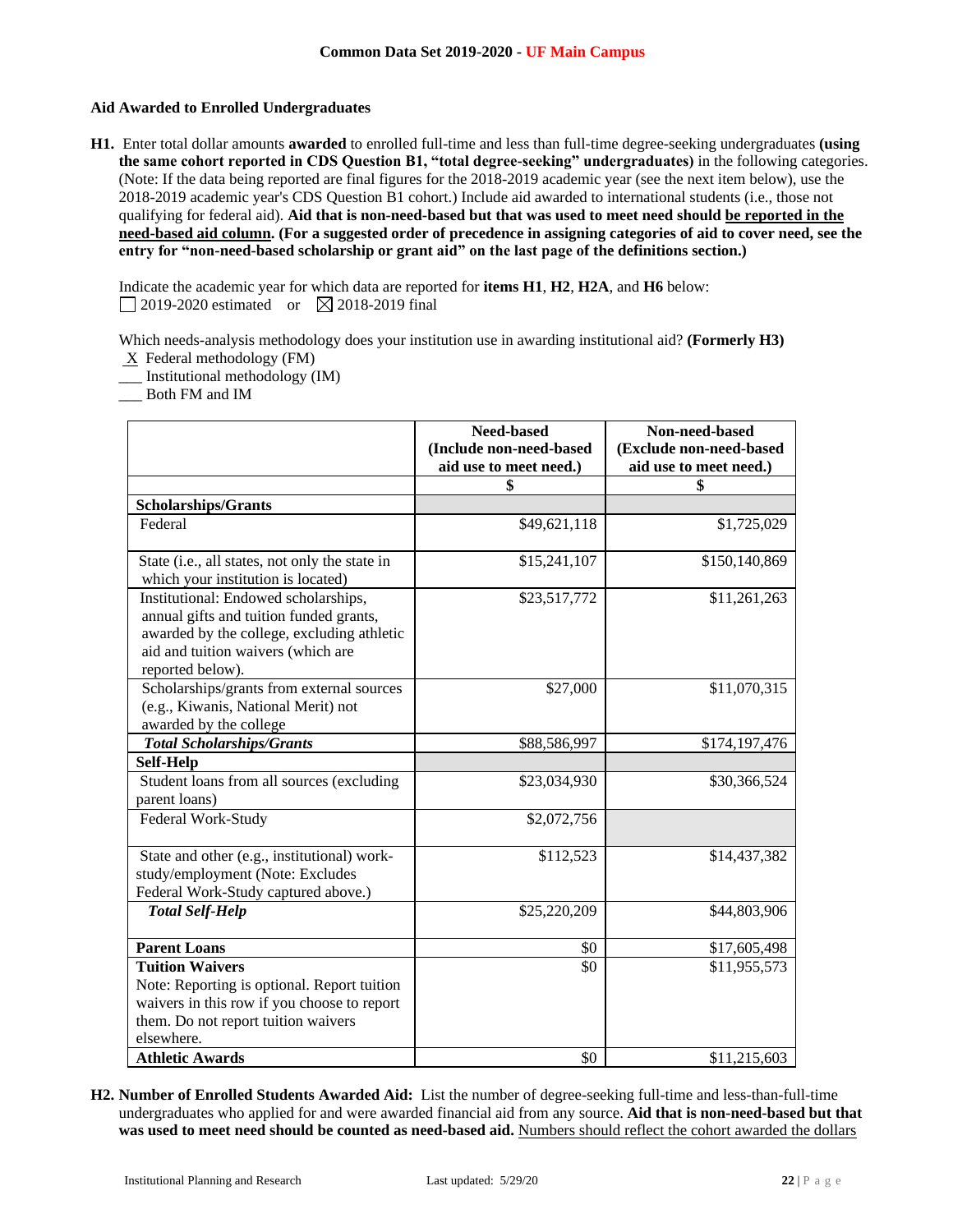## Aid Awarded to Enrolled Undergraduates

**H1.** Enter total dollar amounts **awarded** to enrolled full-time and less than full-time degree-seeking undergraduates **(using the same cohort reported in CDS Question B1, "total degree-seeking" undergraduates)** in the following categories. (Note: If the data being reported are final figures for the 2018-2019 academic year (see the next item below), use the 2018-2019 academic year's CDS Question B1 cohort.) Include aid awarded to international students (i.e., those not qualifying for federal aid). **Aid that is non-need-based but that was used to meet need should be reported in the need-based aid column. (For a suggested order of precedence in assigning categories of aid to cover need, see the entry for "non-need-based scholarship or grant aid" on the last page of the definitions section.)**

Indicate the academic year for which data are reported for **items H1**, **H2**, **H2A**, and **H6** below:
☐ 2019-2020 estimated or ☒ 2018-2019 final

Which needs-analysis methodology does your institution use in awarding institutional aid? **(Formerly H3)**
X Federal methodology (FM)
___ Institutional methodology (IM)
___ Both FM and IM

| | Need-based (Include non-need-based aid use to meet need.) | Non-need-based (Exclude non-need-based aid use to meet need.) |
|---|---|---|
| | $ | $ |
| **Scholarships/Grants** | | |
| Federal | $49,621,118 | $1,725,029 |
| State (i.e., all states, not only the state in which your institution is located) | $15,241,107 | $150,140,869 |
| Institutional: Endowed scholarships, annual gifts and tuition funded grants, awarded by the college, excluding athletic aid and tuition waivers (which are reported below). | $23,517,772 | $11,261,263 |
| Scholarships/grants from external sources (e.g., Kiwanis, National Merit) not awarded by the college | $27,000 | $11,070,315 |
| ***Total Scholarships/Grants*** | $88,586,997 | $174,197,476 |
| **Self-Help** | | |
| Student loans from all sources (excluding parent loans) | $23,034,930 | $30,366,524 |
| Federal Work-Study | $2,072,756 | |
| State and other (e.g., institutional) work-study/employment (Note: Excludes Federal Work-Study captured above.) | $112,523 | $14,437,382 |
| ***Total Self-Help*** | $25,220,209 | $44,803,906 |
| **Parent Loans** | $0 | $17,605,498 |
| **Tuition Waivers** Note: Reporting is optional. Report tuition waivers in this row if you choose to report them. Do not report tuition waivers elsewhere. | $0 | $11,955,573 |
| **Athletic Awards** | $0 | $11,215,603 |

**H2. Number of Enrolled Students Awarded Aid:** List the number of degree-seeking full-time and less-than-full-time undergraduates who applied for and were awarded financial aid from any source. **Aid that is non-need-based but that was used to meet need should be counted as need-based aid.** Numbers should reflect the cohort awarded the dollars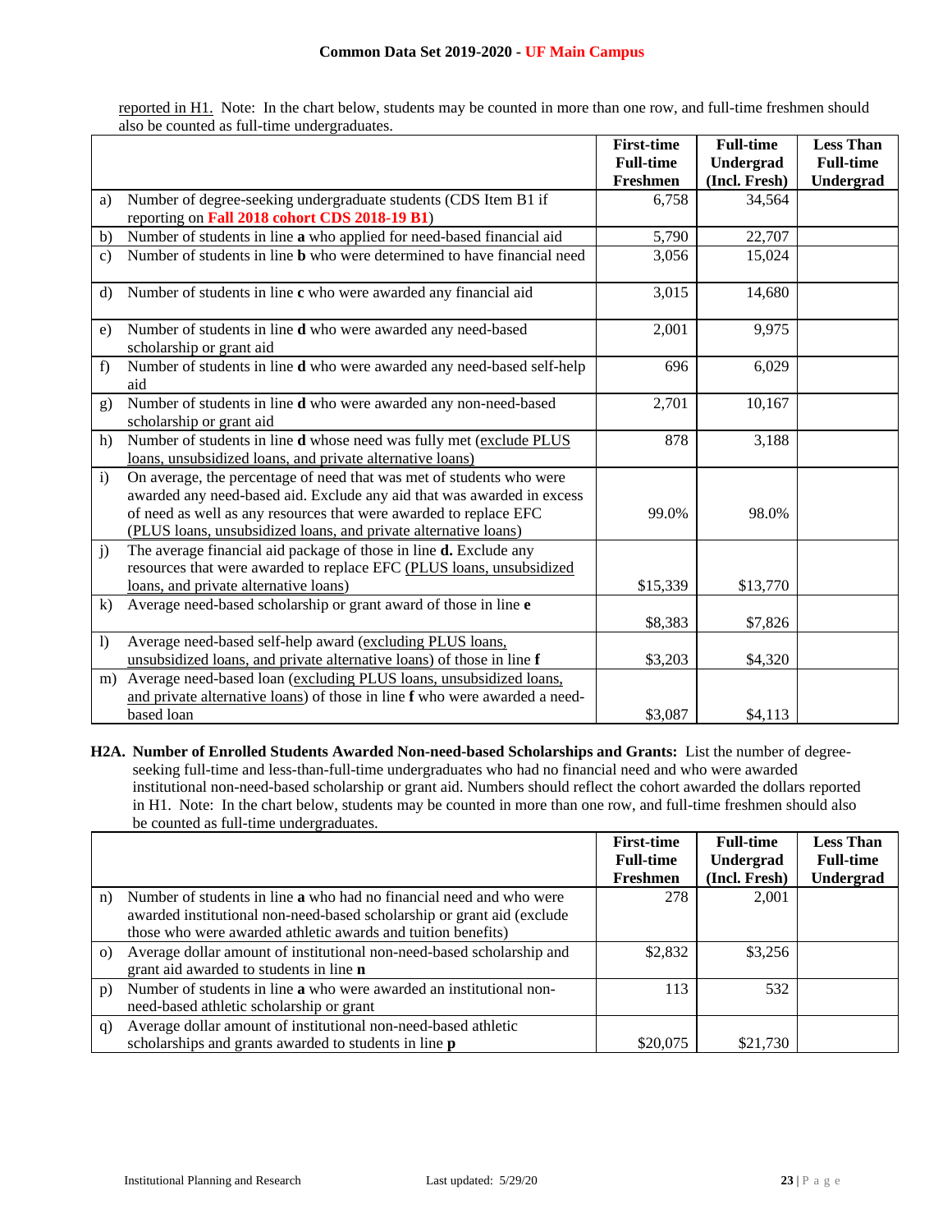reported in H1. Note: In the chart below, students may be counted in more than one row, and full-time freshmen should also be counted as full-time undergraduates.

| | | First-time Full-time Freshmen | Full-time Undergrad (Incl. Fresh) | Less Than Full-time Undergrad |
|---|---|---|---|---|
| a) | Number of degree-seeking undergraduate students (CDS Item B1 if reporting on **Fall 2018 cohort CDS 2018-19 B1**) | 6,758 | 34,564 | |
| b) | Number of students in line **a** who applied for need-based financial aid | 5,790 | 22,707 | |
| c) | Number of students in line **b** who were determined to have financial need | 3,056 | 15,024 | |
| d) | Number of students in line **c** who were awarded any financial aid | 3,015 | 14,680 | |
| e) | Number of students in line **d** who were awarded any need-based scholarship or grant aid | 2,001 | 9,975 | |
| f) | Number of students in line **d** who were awarded any need-based self-help aid | 696 | 6,029 | |
| g) | Number of students in line **d** who were awarded any non-need-based scholarship or grant aid | 2,701 | 10,167 | |
| h) | Number of students in line **d** whose need was fully met (exclude PLUS loans, unsubsidized loans, and private alternative loans) | 878 | 3,188 | |
| i) | On average, the percentage of need that was met of students who were awarded any need-based aid. Exclude any aid that was awarded in excess of need as well as any resources that were awarded to replace EFC (PLUS loans, unsubsidized loans, and private alternative loans) | 99.0% | 98.0% | |
| j) | The average financial aid package of those in line **d.** Exclude any resources that were awarded to replace EFC (PLUS loans, unsubsidized loans, and private alternative loans) | $15,339 | $13,770 | |
| k) | Average need-based scholarship or grant award of those in line **e** | $8,383 | $7,826 | |
| l) | Average need-based self-help award (excluding PLUS loans, unsubsidized loans, and private alternative loans) of those in line **f** | $3,203 | $4,320 | |
| m) | Average need-based loan (excluding PLUS loans, unsubsidized loans, and private alternative loans) of those in line **f** who were awarded a need-based loan | $3,087 | $4,113 | |

**H2A. Number of Enrolled Students Awarded Non-need-based Scholarships and Grants:** List the number of degree-seeking full-time and less-than-full-time undergraduates who had no financial need and who were awarded institutional non-need-based scholarship or grant aid. Numbers should reflect the cohort awarded the dollars reported in H1. Note: In the chart below, students may be counted in more than one row, and full-time freshmen should also be counted as full-time undergraduates.

| | | First-time Full-time Freshmen | Full-time Undergrad (Incl. Fresh) | Less Than Full-time Undergrad |
|---|---|---|---|---|
| n) | Number of students in line **a** who had no financial need and who were awarded institutional non-need-based scholarship or grant aid (exclude those who were awarded athletic awards and tuition benefits) | 278 | 2,001 | |
| o) | Average dollar amount of institutional non-need-based scholarship and grant aid awarded to students in line **n** | $2,832 | $3,256 | |
| p) | Number of students in line **a** who were awarded an institutional non-need-based athletic scholarship or grant | 113 | 532 | |
| q) | Average dollar amount of institutional non-need-based athletic scholarships and grants awarded to students in line **p** | $20,075 | $21,730 | |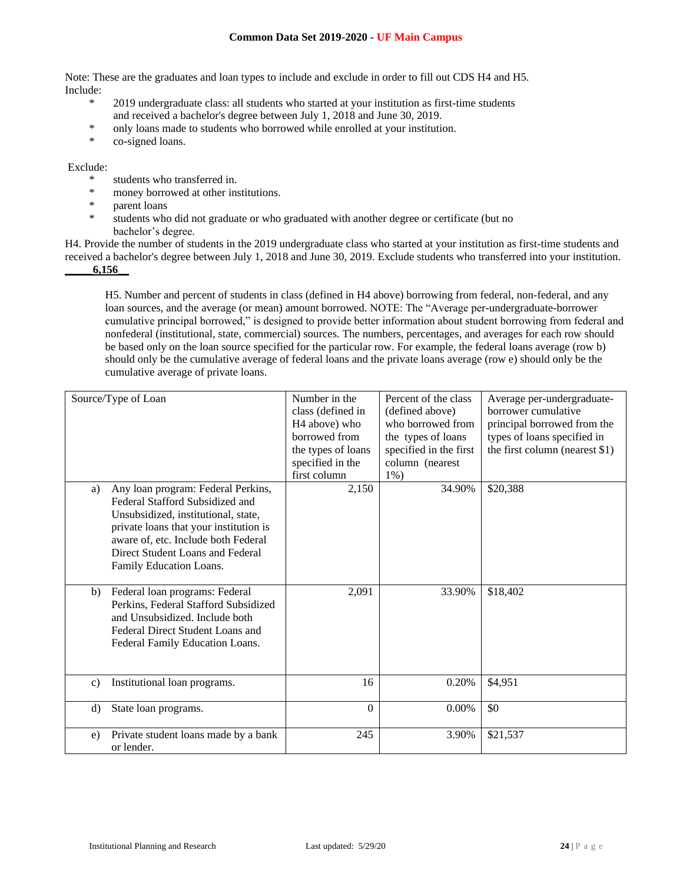Note: These are the graduates and loan types to include and exclude in order to fill out CDS H4 and H5.
Include:

- * 2019 undergraduate class: all students who started at your institution as first-time students and received a bachelor's degree between July 1, 2018 and June 30, 2019.
- * only loans made to students who borrowed while enrolled at your institution.
- * co-signed loans.

Exclude:

- * students who transferred in.
- * money borrowed at other institutions.
- * parent loans
- * students who did not graduate or who graduated with another degree or certificate (but no bachelor's degree.

H4. Provide the number of students in the 2019 undergraduate class who started at your institution as first-time students and received a bachelor's degree between July 1, 2018 and June 30, 2019. Exclude students who transferred into your institution.
**_____6,156__**

H5. Number and percent of students in class (defined in H4 above) borrowing from federal, non-federal, and any loan sources, and the average (or mean) amount borrowed. NOTE: The "Average per-undergraduate-borrower cumulative principal borrowed," is designed to provide better information about student borrowing from federal and nonfederal (institutional, state, commercial) sources. The numbers, percentages, and averages for each row should be based only on the loan source specified for the particular row. For example, the federal loans average (row b) should only be the cumulative average of federal loans and the private loans average (row e) should only be the cumulative average of private loans.

| Source/Type of Loan | Number in the class (defined in H4 above) who borrowed from the types of loans specified in the first column | Percent of the class (defined above) who borrowed from the types of loans specified in the first column (nearest 1%) | Average per-undergraduate-borrower cumulative principal borrowed from the types of loans specified in the first column (nearest $1) |
|---|---|---|---|
| a) Any loan program: Federal Perkins, Federal Stafford Subsidized and Unsubsidized, institutional, state, private loans that your institution is aware of, etc. Include both Federal Direct Student Loans and Federal Family Education Loans. | 2,150 | 34.90% | $20,388 |
| b) Federal loan programs: Federal Perkins, Federal Stafford Subsidized and Unsubsidized. Include both Federal Direct Student Loans and Federal Family Education Loans. | 2,091 | 33.90% | $18,402 |
| c) Institutional loan programs. | 16 | 0.20% | $4,951 |
| d) State loan programs. | 0 | 0.00% | $0 |
| e) Private student loans made by a bank or lender. | 245 | 3.90% | $21,537 |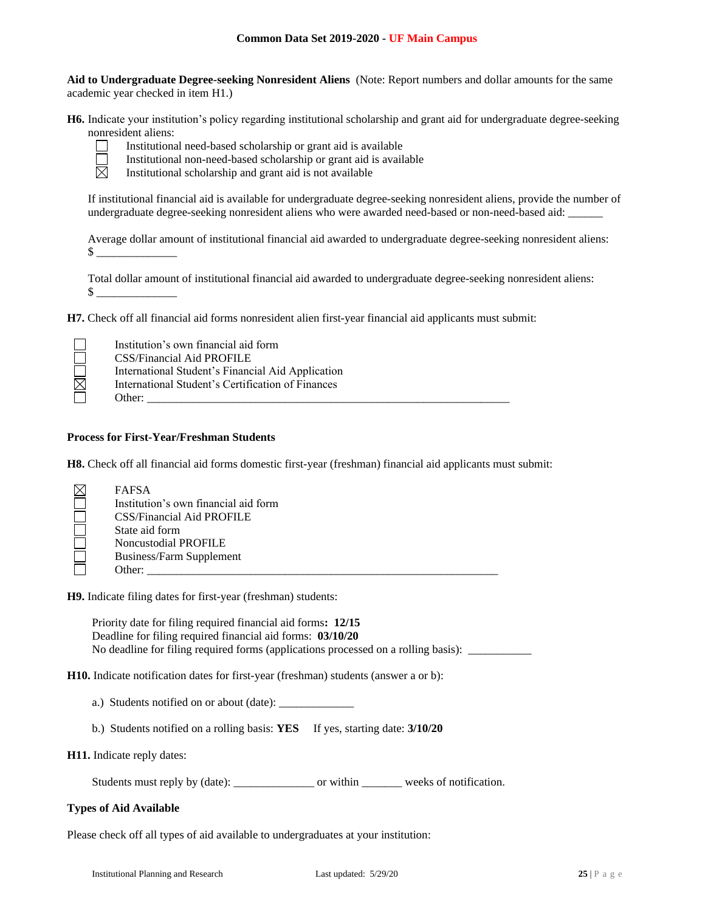**Aid to Undergraduate Degree-seeking Nonresident Aliens** (Note: Report numbers and dollar amounts for the same academic year checked in item H1.)

**H6.** Indicate your institution's policy regarding institutional scholarship and grant aid for undergraduate degree-seeking nonresident aliens:

- ☐ Institutional need-based scholarship or grant aid is available
- ☐ Institutional non-need-based scholarship or grant aid is available
- ☒ Institutional scholarship and grant aid is not available

If institutional financial aid is available for undergraduate degree-seeking nonresident aliens, provide the number of undergraduate degree-seeking nonresident aliens who were awarded need-based or non-need-based aid: ______

Average dollar amount of institutional financial aid awarded to undergraduate degree-seeking nonresident aliens: $ ______________

Total dollar amount of institutional financial aid awarded to undergraduate degree-seeking nonresident aliens: $ ______________

**H7.** Check off all financial aid forms nonresident alien first-year financial aid applicants must submit:

- ☐ Institution's own financial aid form
- ☐ CSS/Financial Aid PROFILE
- ☐ International Student's Financial Aid Application
- ☒ International Student's Certification of Finances
- ☐ Other: ________________________________________________________________

**Process for First-Year/Freshman Students**

**H8.** Check off all financial aid forms domestic first-year (freshman) financial aid applicants must submit:

- ☒ FAFSA
- ☐ Institution's own financial aid form
- ☐ CSS/Financial Aid PROFILE
- ☐ State aid form
- ☐ Noncustodial PROFILE
- ☐ Business/Farm Supplement
- ☐ Other: ________________________________________________________________

**H9.** Indicate filing dates for first-year (freshman) students:

Priority date for filing required financial aid forms**: 12/15**
Deadline for filing required financial aid forms: **03/10/20**
No deadline for filing required forms (applications processed on a rolling basis): ___________

**H10.** Indicate notification dates for first-year (freshman) students (answer a or b):

a.) Students notified on or about (date): _____________

b.) Students notified on a rolling basis: **YES** If yes, starting date: **3/10/20**

**H11.** Indicate reply dates:

Students must reply by (date): ______________ or within _______ weeks of notification.

**Types of Aid Available**

Please check off all types of aid available to undergraduates at your institution: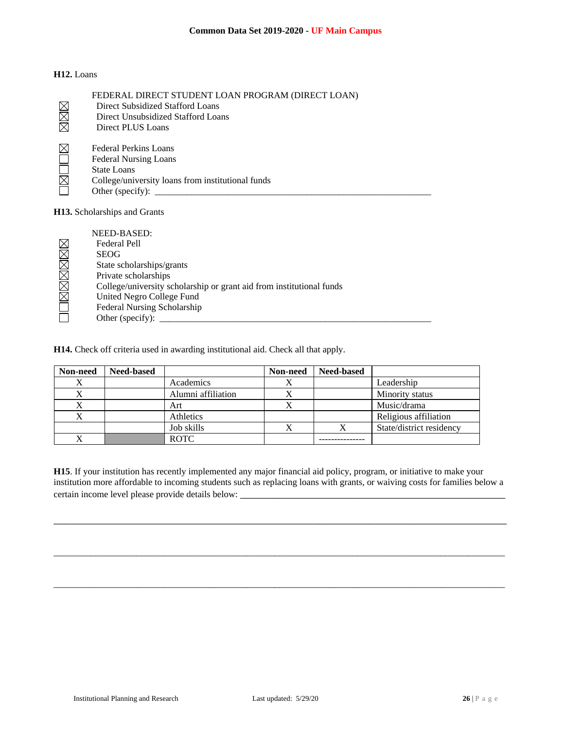**H12.** Loans

FEDERAL DIRECT STUDENT LOAN PROGRAM (DIRECT LOAN)

- ☒ Direct Subsidized Stafford Loans
- ☒ Direct Unsubsidized Stafford Loans
- ☒ Direct PLUS Loans

- ☒ Federal Perkins Loans
- ☐ Federal Nursing Loans
- ☐ State Loans
- ☒ College/university loans from institutional funds
- ☐ Other (specify): ______________________________

**H13.** Scholarships and Grants

NEED-BASED:

- ☒ Federal Pell
- ☒ SEOG
- ☒ State scholarships/grants
- ☒ Private scholarships
- ☒ College/university scholarship or grant aid from institutional funds
- ☒ United Negro College Fund
- ☐ Federal Nursing Scholarship
- ☐ Other (specify): ______________________________

**H14.** Check off criteria used in awarding institutional aid. Check all that apply.

| Non-need | Need-based | | Non-need | Need-based | |
|---|---|---|---|---|---|
| X | | Academics | X | | Leadership |
| X | | Alumni affiliation | X | | Minority status |
| X | | Art | X | | Music/drama |
| X | | Athletics | | | Religious affiliation |
| | | Job skills | X | X | State/district residency |
| X | | ROTC | | --------------- | |

**H15**. If your institution has recently implemented any major financial aid policy, program, or initiative to make your institution more affordable to incoming students such as replacing loans with grants, or waiving costs for families below a certain income level please provide details below: ______________________________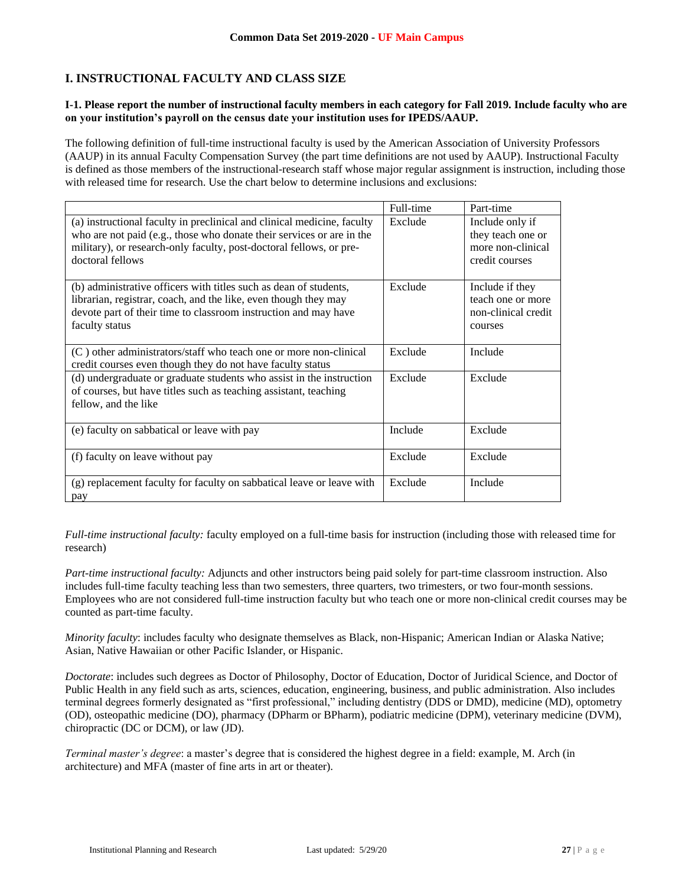## I. INSTRUCTIONAL FACULTY AND CLASS SIZE

**I-1. Please report the number of instructional faculty members in each category for Fall 2019. Include faculty who are on your institution's payroll on the census date your institution uses for IPEDS/AAUP.**

The following definition of full-time instructional faculty is used by the American Association of University Professors (AAUP) in its annual Faculty Compensation Survey (the part time definitions are not used by AAUP). Instructional Faculty is defined as those members of the instructional-research staff whose major regular assignment is instruction, including those with released time for research. Use the chart below to determine inclusions and exclusions:

| | Full-time | Part-time |
|---|---|---|
| (a) instructional faculty in preclinical and clinical medicine, faculty who are not paid (e.g., those who donate their services or are in the military), or research-only faculty, post-doctoral fellows, or pre-doctoral fellows | Exclude | Include only if they teach one or more non-clinical credit courses |
| (b) administrative officers with titles such as dean of students, librarian, registrar, coach, and the like, even though they may devote part of their time to classroom instruction and may have faculty status | Exclude | Include if they teach one or more non-clinical credit courses |
| (C ) other administrators/staff who teach one or more non-clinical credit courses even though they do not have faculty status | Exclude | Include |
| (d) undergraduate or graduate students who assist in the instruction of courses, but have titles such as teaching assistant, teaching fellow, and the like | Exclude | Exclude |
| (e) faculty on sabbatical or leave with pay | Include | Exclude |
| (f) faculty on leave without pay | Exclude | Exclude |
| (g) replacement faculty for faculty on sabbatical leave or leave with pay | Exclude | Include |

*Full-time instructional faculty:* faculty employed on a full-time basis for instruction (including those with released time for research)

*Part-time instructional faculty:* Adjuncts and other instructors being paid solely for part-time classroom instruction. Also includes full-time faculty teaching less than two semesters, three quarters, two trimesters, or two four-month sessions. Employees who are not considered full-time instruction faculty but who teach one or more non-clinical credit courses may be counted as part-time faculty.

*Minority faculty*: includes faculty who designate themselves as Black, non-Hispanic; American Indian or Alaska Native; Asian, Native Hawaiian or other Pacific Islander, or Hispanic.

*Doctorate*: includes such degrees as Doctor of Philosophy, Doctor of Education, Doctor of Juridical Science, and Doctor of Public Health in any field such as arts, sciences, education, engineering, business, and public administration. Also includes terminal degrees formerly designated as "first professional," including dentistry (DDS or DMD), medicine (MD), optometry (OD), osteopathic medicine (DO), pharmacy (DPharm or BPharm), podiatric medicine (DPM), veterinary medicine (DVM), chiropractic (DC or DCM), or law (JD).

*Terminal master's degree*: a master's degree that is considered the highest degree in a field: example, M. Arch (in architecture) and MFA (master of fine arts in art or theater).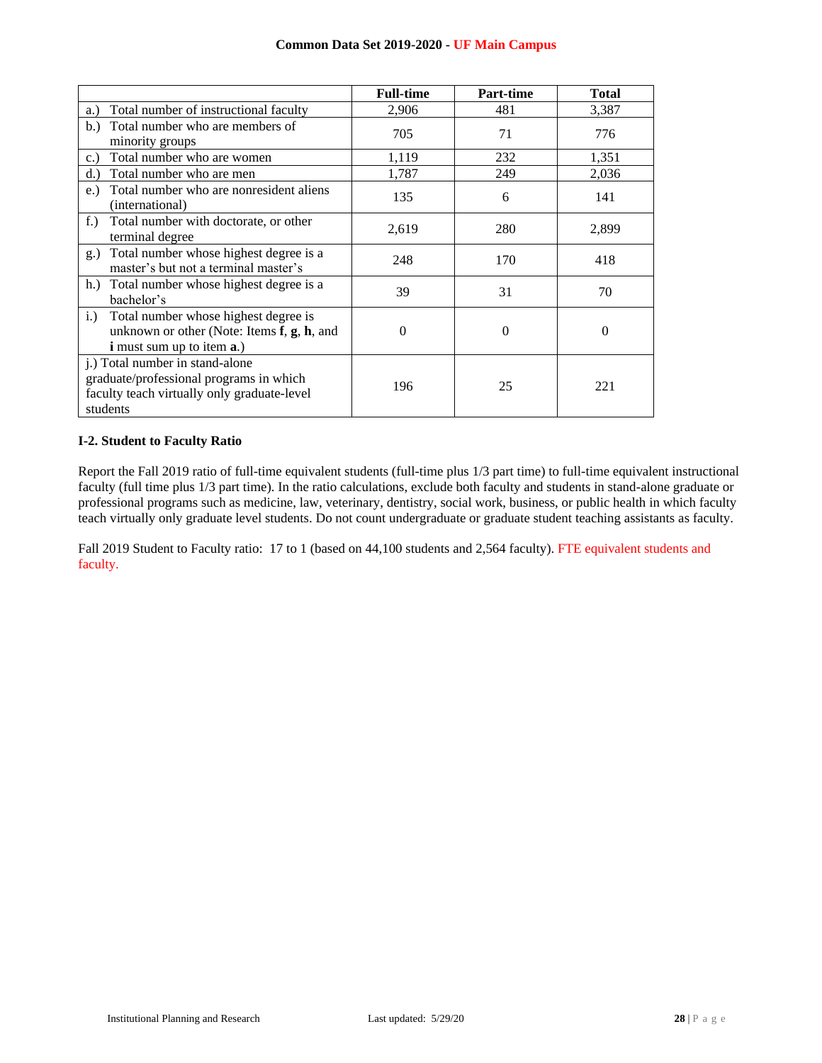| | Full-time | Part-time | Total |
|---|---|---|---|
| a.) Total number of instructional faculty | 2,906 | 481 | 3,387 |
| b.) Total number who are members of minority groups | 705 | 71 | 776 |
| c.) Total number who are women | 1,119 | 232 | 1,351 |
| d.) Total number who are men | 1,787 | 249 | 2,036 |
| e.) Total number who are nonresident aliens (international) | 135 | 6 | 141 |
| f.) Total number with doctorate, or other terminal degree | 2,619 | 280 | 2,899 |
| g.) Total number whose highest degree is a master's but not a terminal master's | 248 | 170 | 418 |
| h.) Total number whose highest degree is a bachelor's | 39 | 31 | 70 |
| i.) Total number whose highest degree is unknown or other (Note: Items **f**, **g**, **h**, and **i** must sum up to item **a**.) | 0 | 0 | 0 |
| j.) Total number in stand-alone graduate/professional programs in which faculty teach virtually only graduate-level students | 196 | 25 | 221 |

### I-2. Student to Faculty Ratio

Report the Fall 2019 ratio of full-time equivalent students (full-time plus 1/3 part time) to full-time equivalent instructional faculty (full time plus 1/3 part time). In the ratio calculations, exclude both faculty and students in stand-alone graduate or professional programs such as medicine, law, veterinary, dentistry, social work, business, or public health in which faculty teach virtually only graduate level students. Do not count undergraduate or graduate student teaching assistants as faculty.

Fall 2019 Student to Faculty ratio: 17 to 1 (based on 44,100 students and 2,564 faculty). FTE equivalent students and faculty.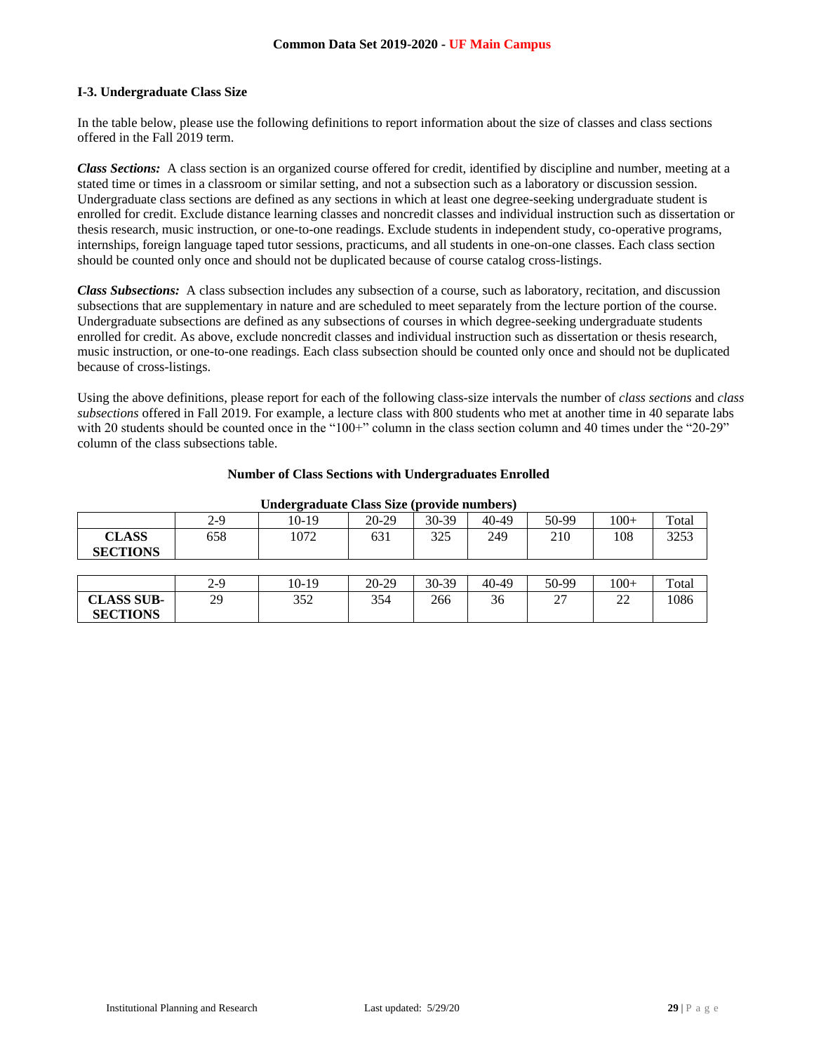### I-3. Undergraduate Class Size

In the table below, please use the following definitions to report information about the size of classes and class sections offered in the Fall 2019 term.

***Class Sections:*** A class section is an organized course offered for credit, identified by discipline and number, meeting at a stated time or times in a classroom or similar setting, and not a subsection such as a laboratory or discussion session. Undergraduate class sections are defined as any sections in which at least one degree-seeking undergraduate student is enrolled for credit. Exclude distance learning classes and noncredit classes and individual instruction such as dissertation or thesis research, music instruction, or one-to-one readings. Exclude students in independent study, co-operative programs, internships, foreign language taped tutor sessions, practicums, and all students in one-on-one classes. Each class section should be counted only once and should not be duplicated because of course catalog cross-listings.

***Class Subsections:*** A class subsection includes any subsection of a course, such as laboratory, recitation, and discussion subsections that are supplementary in nature and are scheduled to meet separately from the lecture portion of the course. Undergraduate subsections are defined as any subsections of courses in which degree-seeking undergraduate students enrolled for credit. As above, exclude noncredit classes and individual instruction such as dissertation or thesis research, music instruction, or one-to-one readings. Each class subsection should be counted only once and should not be duplicated because of cross-listings.

Using the above definitions, please report for each of the following class-size intervals the number of *class sections* and *class subsections* offered in Fall 2019. For example, a lecture class with 800 students who met at another time in 40 separate labs with 20 students should be counted once in the "100+" column in the class section column and 40 times under the "20-29" column of the class subsections table.

**Number of Class Sections with Undergraduates Enrolled**

**Undergraduate Class Size (provide numbers)**

| | 2-9 | 10-19 | 20-29 | 30-39 | 40-49 | 50-99 | 100+ | Total |
|---|---|---|---|---|---|---|---|---|
| **CLASS SECTIONS** | 658 | 1072 | 631 | 325 | 249 | 210 | 108 | 3253 |

| | 2-9 | 10-19 | 20-29 | 30-39 | 40-49 | 50-99 | 100+ | Total |
|---|---|---|---|---|---|---|---|---|
| **CLASS SUB-SECTIONS** | 29 | 352 | 354 | 266 | 36 | 27 | 22 | 1086 |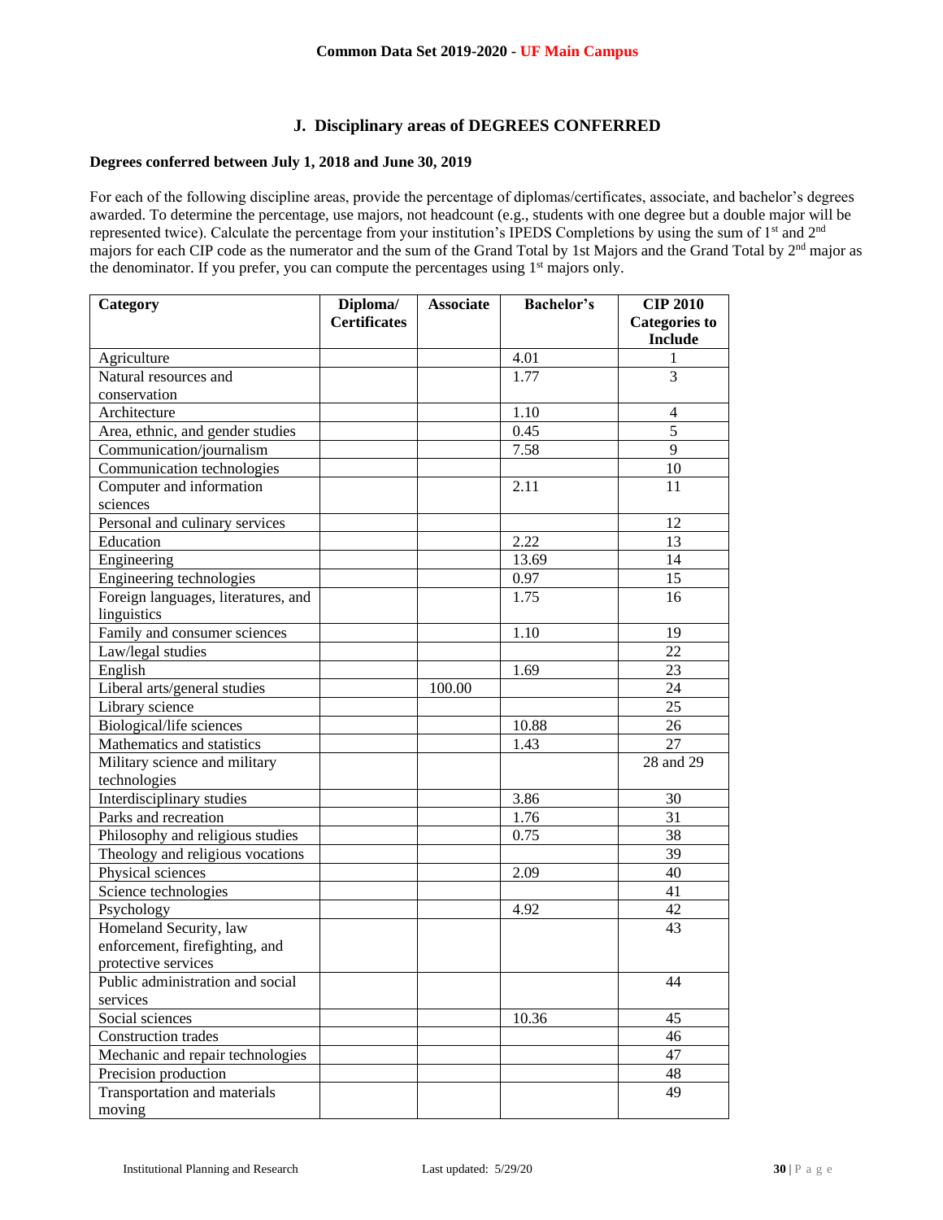## J. Disciplinary areas of DEGREES CONFERRED

**Degrees conferred between July 1, 2018 and June 30, 2019**

For each of the following discipline areas, provide the percentage of diplomas/certificates, associate, and bachelor's degrees awarded. To determine the percentage, use majors, not headcount (e.g., students with one degree but a double major will be represented twice). Calculate the percentage from your institution's IPEDS Completions by using the sum of 1st and 2nd majors for each CIP code as the numerator and the sum of the Grand Total by 1st Majors and the Grand Total by 2nd major as the denominator. If you prefer, you can compute the percentages using 1st majors only.

| Category | Diploma/ Certificates | Associate | Bachelor's | CIP 2010 Categories to Include |
|---|---|---|---|---|
| Agriculture | | | 4.01 | 1 |
| Natural resources and conservation | | | 1.77 | 3 |
| Architecture | | | 1.10 | 4 |
| Area, ethnic, and gender studies | | | 0.45 | 5 |
| Communication/journalism | | | 7.58 | 9 |
| Communication technologies | | | | 10 |
| Computer and information sciences | | | 2.11 | 11 |
| Personal and culinary services | | | | 12 |
| Education | | | 2.22 | 13 |
| Engineering | | | 13.69 | 14 |
| Engineering technologies | | | 0.97 | 15 |
| Foreign languages, literatures, and linguistics | | | 1.75 | 16 |
| Family and consumer sciences | | | 1.10 | 19 |
| Law/legal studies | | | | 22 |
| English | | | 1.69 | 23 |
| Liberal arts/general studies | | 100.00 | | 24 |
| Library science | | | | 25 |
| Biological/life sciences | | | 10.88 | 26 |
| Mathematics and statistics | | | 1.43 | 27 |
| Military science and military technologies | | | | 28 and 29 |
| Interdisciplinary studies | | | 3.86 | 30 |
| Parks and recreation | | | 1.76 | 31 |
| Philosophy and religious studies | | | 0.75 | 38 |
| Theology and religious vocations | | | | 39 |
| Physical sciences | | | 2.09 | 40 |
| Science technologies | | | | 41 |
| Psychology | | | 4.92 | 42 |
| Homeland Security, law enforcement, firefighting, and protective services | | | | 43 |
| Public administration and social services | | | | 44 |
| Social sciences | | | 10.36 | 45 |
| Construction trades | | | | 46 |
| Mechanic and repair technologies | | | | 47 |
| Precision production | | | | 48 |
| Transportation and materials moving | | | | 49 |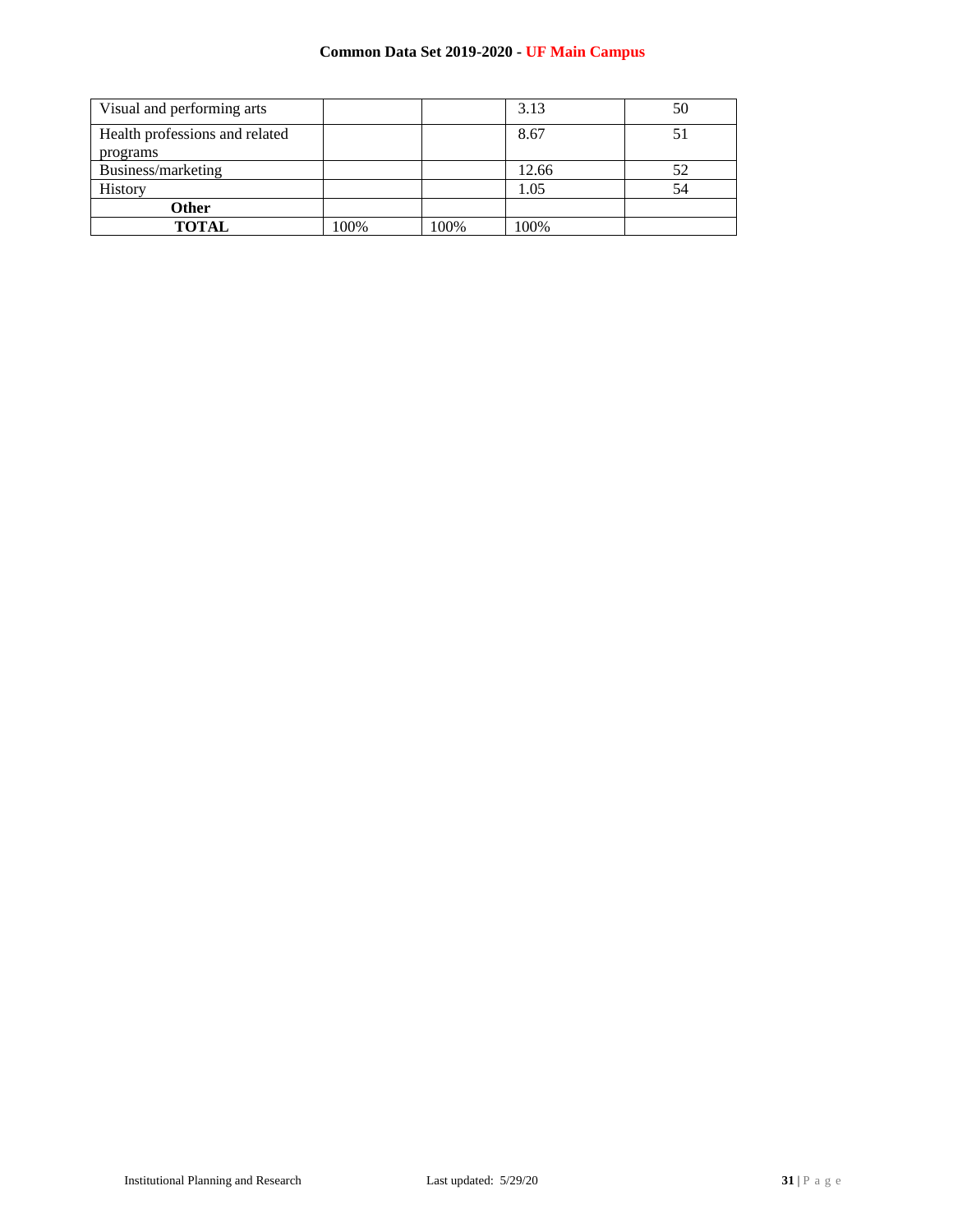| | | | | |
|---|---|---|---|---|
| Visual and performing arts | | | 3.13 | 50 |
| Health professions and related programs | | | 8.67 | 51 |
| Business/marketing | | | 12.66 | 52 |
| History | | | 1.05 | 54 |
| **Other** | | | | |
| **TOTAL** | 100% | 100% | 100% | |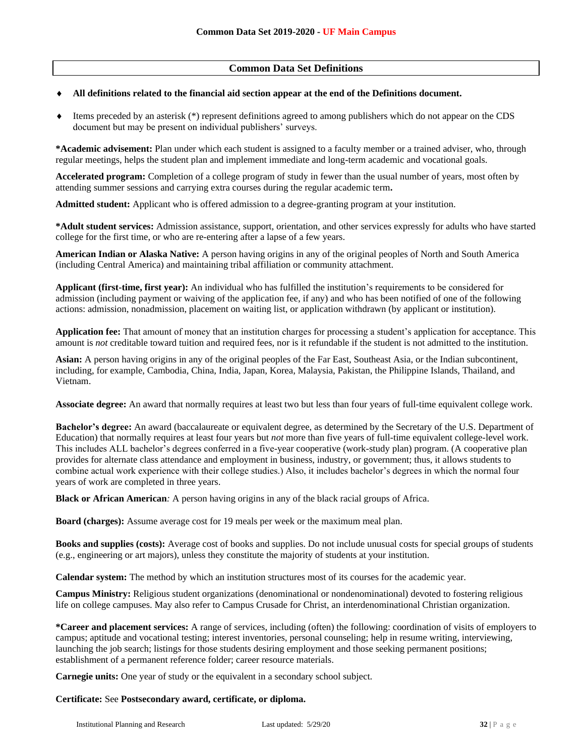## Common Data Set Definitions

- **All definitions related to the financial aid section appear at the end of the Definitions document.**
- Items preceded by an asterisk (*) represent definitions agreed to among publishers which do not appear on the CDS document but may be present on individual publishers' surveys.

***Academic advisement:** Plan under which each student is assigned to a faculty member or a trained adviser, who, through regular meetings, helps the student plan and implement immediate and long-term academic and vocational goals.

**Accelerated program:** Completion of a college program of study in fewer than the usual number of years, most often by attending summer sessions and carrying extra courses during the regular academic term**.**

**Admitted student:** Applicant who is offered admission to a degree-granting program at your institution.

***Adult student services:** Admission assistance, support, orientation, and other services expressly for adults who have started college for the first time, or who are re-entering after a lapse of a few years.

**American Indian or Alaska Native:** A person having origins in any of the original peoples of North and South America (including Central America) and maintaining tribal affiliation or community attachment.

**Applicant (first-time, first year):** An individual who has fulfilled the institution's requirements to be considered for admission (including payment or waiving of the application fee, if any) and who has been notified of one of the following actions: admission, nonadmission, placement on waiting list, or application withdrawn (by applicant or institution).

**Application fee:** That amount of money that an institution charges for processing a student's application for acceptance. This amount is *not* creditable toward tuition and required fees, nor is it refundable if the student is not admitted to the institution.

**Asian:** A person having origins in any of the original peoples of the Far East, Southeast Asia, or the Indian subcontinent, including, for example, Cambodia, China, India, Japan, Korea, Malaysia, Pakistan, the Philippine Islands, Thailand, and Vietnam.

**Associate degree:** An award that normally requires at least two but less than four years of full-time equivalent college work.

**Bachelor's degree:** An award (baccalaureate or equivalent degree, as determined by the Secretary of the U.S. Department of Education) that normally requires at least four years but *not* more than five years of full-time equivalent college-level work. This includes ALL bachelor's degrees conferred in a five-year cooperative (work-study plan) program. (A cooperative plan provides for alternate class attendance and employment in business, industry, or government; thus, it allows students to combine actual work experience with their college studies.) Also, it includes bachelor's degrees in which the normal four years of work are completed in three years.

**Black or African American***:* A person having origins in any of the black racial groups of Africa.

**Board (charges):** Assume average cost for 19 meals per week or the maximum meal plan.

**Books and supplies (costs):** Average cost of books and supplies. Do not include unusual costs for special groups of students (e.g., engineering or art majors), unless they constitute the majority of students at your institution.

**Calendar system:** The method by which an institution structures most of its courses for the academic year.

**Campus Ministry:** Religious student organizations (denominational or nondenominational) devoted to fostering religious life on college campuses. May also refer to Campus Crusade for Christ, an interdenominational Christian organization.

***Career and placement services:** A range of services, including (often) the following: coordination of visits of employers to campus; aptitude and vocational testing; interest inventories, personal counseling; help in resume writing, interviewing, launching the job search; listings for those students desiring employment and those seeking permanent positions; establishment of a permanent reference folder; career resource materials.

**Carnegie units:** One year of study or the equivalent in a secondary school subject.

**Certificate:** See **Postsecondary award, certificate, or diploma.**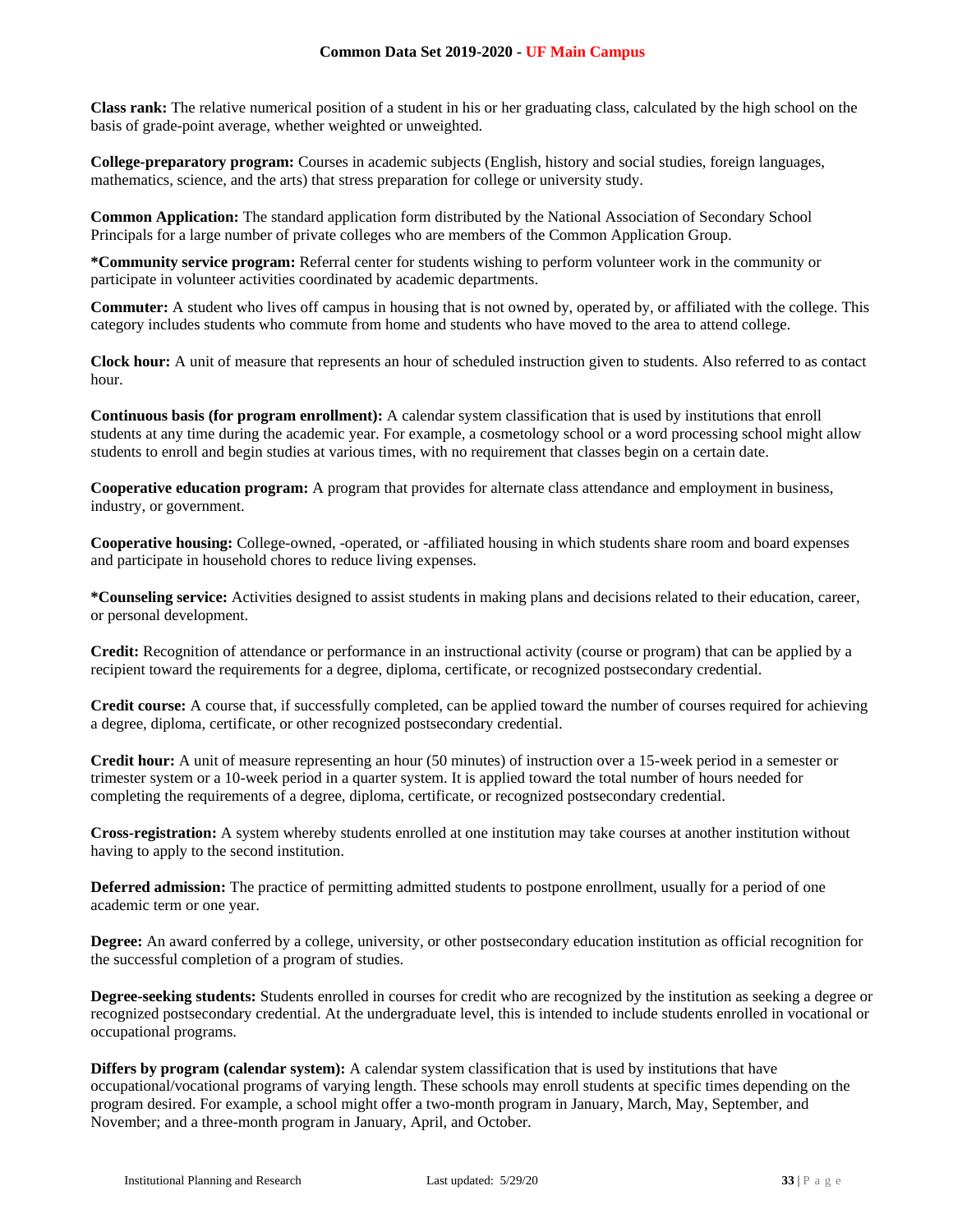**Class rank:** The relative numerical position of a student in his or her graduating class, calculated by the high school on the basis of grade-point average, whether weighted or unweighted.

**College-preparatory program:** Courses in academic subjects (English, history and social studies, foreign languages, mathematics, science, and the arts) that stress preparation for college or university study.

**Common Application:** The standard application form distributed by the National Association of Secondary School Principals for a large number of private colleges who are members of the Common Application Group.

***Community service program:** Referral center for students wishing to perform volunteer work in the community or participate in volunteer activities coordinated by academic departments.

**Commuter:** A student who lives off campus in housing that is not owned by, operated by, or affiliated with the college. This category includes students who commute from home and students who have moved to the area to attend college.

**Clock hour:** A unit of measure that represents an hour of scheduled instruction given to students. Also referred to as contact hour.

**Continuous basis (for program enrollment):** A calendar system classification that is used by institutions that enroll students at any time during the academic year. For example, a cosmetology school or a word processing school might allow students to enroll and begin studies at various times, with no requirement that classes begin on a certain date.

**Cooperative education program:** A program that provides for alternate class attendance and employment in business, industry, or government.

**Cooperative housing:** College-owned, -operated, or -affiliated housing in which students share room and board expenses and participate in household chores to reduce living expenses.

***Counseling service:** Activities designed to assist students in making plans and decisions related to their education, career, or personal development.

**Credit:** Recognition of attendance or performance in an instructional activity (course or program) that can be applied by a recipient toward the requirements for a degree, diploma, certificate, or recognized postsecondary credential.

**Credit course:** A course that, if successfully completed, can be applied toward the number of courses required for achieving a degree, diploma, certificate, or other recognized postsecondary credential.

**Credit hour:** A unit of measure representing an hour (50 minutes) of instruction over a 15-week period in a semester or trimester system or a 10-week period in a quarter system. It is applied toward the total number of hours needed for completing the requirements of a degree, diploma, certificate, or recognized postsecondary credential.

**Cross-registration:** A system whereby students enrolled at one institution may take courses at another institution without having to apply to the second institution.

**Deferred admission:** The practice of permitting admitted students to postpone enrollment, usually for a period of one academic term or one year.

**Degree:** An award conferred by a college, university, or other postsecondary education institution as official recognition for the successful completion of a program of studies.

**Degree-seeking students:** Students enrolled in courses for credit who are recognized by the institution as seeking a degree or recognized postsecondary credential. At the undergraduate level, this is intended to include students enrolled in vocational or occupational programs.

**Differs by program (calendar system):** A calendar system classification that is used by institutions that have occupational/vocational programs of varying length. These schools may enroll students at specific times depending on the program desired. For example, a school might offer a two-month program in January, March, May, September, and November; and a three-month program in January, April, and October.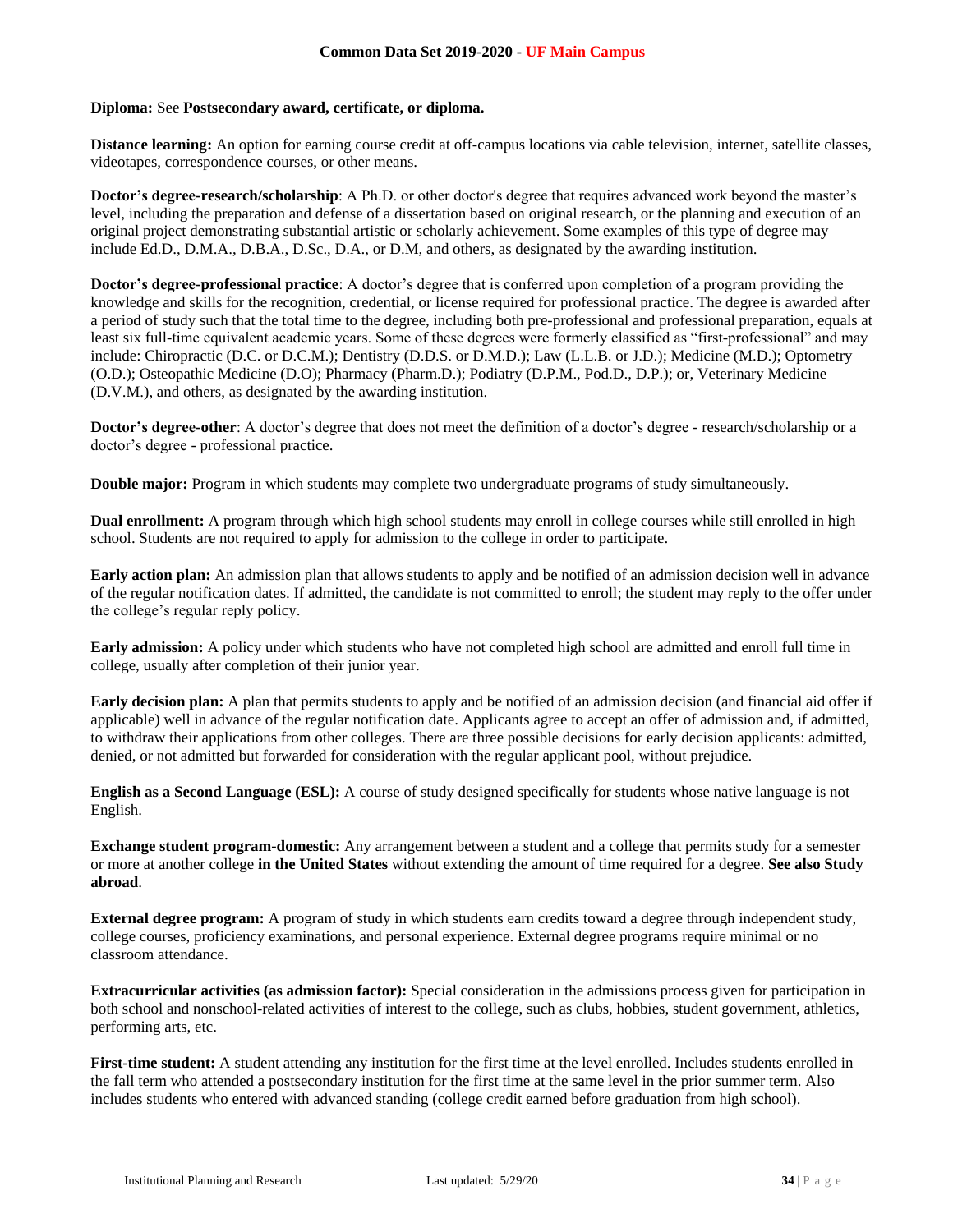**Diploma:** See **Postsecondary award, certificate, or diploma.**

**Distance learning:** An option for earning course credit at off-campus locations via cable television, internet, satellite classes, videotapes, correspondence courses, or other means.

**Doctor's degree-research/scholarship**: A Ph.D. or other doctor's degree that requires advanced work beyond the master's level, including the preparation and defense of a dissertation based on original research, or the planning and execution of an original project demonstrating substantial artistic or scholarly achievement. Some examples of this type of degree may include Ed.D., D.M.A., D.B.A., D.Sc., D.A., or D.M, and others, as designated by the awarding institution.

**Doctor's degree-professional practice**: A doctor's degree that is conferred upon completion of a program providing the knowledge and skills for the recognition, credential, or license required for professional practice. The degree is awarded after a period of study such that the total time to the degree, including both pre-professional and professional preparation, equals at least six full-time equivalent academic years. Some of these degrees were formerly classified as "first-professional" and may include: Chiropractic (D.C. or D.C.M.); Dentistry (D.D.S. or D.M.D.); Law (L.L.B. or J.D.); Medicine (M.D.); Optometry (O.D.); Osteopathic Medicine (D.O); Pharmacy (Pharm.D.); Podiatry (D.P.M., Pod.D., D.P.); or, Veterinary Medicine (D.V.M.), and others, as designated by the awarding institution.

**Doctor's degree-other**: A doctor's degree that does not meet the definition of a doctor's degree - research/scholarship or a doctor's degree - professional practice.

**Double major:** Program in which students may complete two undergraduate programs of study simultaneously.

**Dual enrollment:** A program through which high school students may enroll in college courses while still enrolled in high school. Students are not required to apply for admission to the college in order to participate.

**Early action plan:** An admission plan that allows students to apply and be notified of an admission decision well in advance of the regular notification dates. If admitted, the candidate is not committed to enroll; the student may reply to the offer under the college's regular reply policy.

**Early admission:** A policy under which students who have not completed high school are admitted and enroll full time in college, usually after completion of their junior year.

**Early decision plan:** A plan that permits students to apply and be notified of an admission decision (and financial aid offer if applicable) well in advance of the regular notification date. Applicants agree to accept an offer of admission and, if admitted, to withdraw their applications from other colleges. There are three possible decisions for early decision applicants: admitted, denied, or not admitted but forwarded for consideration with the regular applicant pool, without prejudice.

**English as a Second Language (ESL):** A course of study designed specifically for students whose native language is not English.

**Exchange student program-domestic:** Any arrangement between a student and a college that permits study for a semester or more at another college **in the United States** without extending the amount of time required for a degree. **See also Study abroad**.

**External degree program:** A program of study in which students earn credits toward a degree through independent study, college courses, proficiency examinations, and personal experience. External degree programs require minimal or no classroom attendance.

**Extracurricular activities (as admission factor):** Special consideration in the admissions process given for participation in both school and nonschool-related activities of interest to the college, such as clubs, hobbies, student government, athletics, performing arts, etc.

**First-time student:** A student attending any institution for the first time at the level enrolled. Includes students enrolled in the fall term who attended a postsecondary institution for the first time at the same level in the prior summer term. Also includes students who entered with advanced standing (college credit earned before graduation from high school).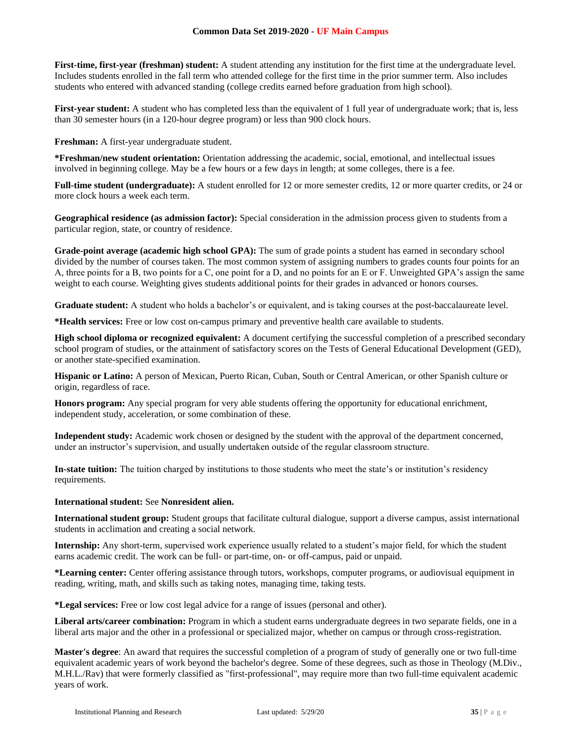**First-time, first-year (freshman) student:** A student attending any institution for the first time at the undergraduate level. Includes students enrolled in the fall term who attended college for the first time in the prior summer term. Also includes students who entered with advanced standing (college credits earned before graduation from high school).

**First-year student:** A student who has completed less than the equivalent of 1 full year of undergraduate work; that is, less than 30 semester hours (in a 120-hour degree program) or less than 900 clock hours.

**Freshman:** A first-year undergraduate student.

***Freshman/new student orientation:** Orientation addressing the academic, social, emotional, and intellectual issues involved in beginning college. May be a few hours or a few days in length; at some colleges, there is a fee.

**Full-time student (undergraduate):** A student enrolled for 12 or more semester credits, 12 or more quarter credits, or 24 or more clock hours a week each term.

**Geographical residence (as admission factor):** Special consideration in the admission process given to students from a particular region, state, or country of residence.

**Grade-point average (academic high school GPA):** The sum of grade points a student has earned in secondary school divided by the number of courses taken. The most common system of assigning numbers to grades counts four points for an A, three points for a B, two points for a C, one point for a D, and no points for an E or F. Unweighted GPA's assign the same weight to each course. Weighting gives students additional points for their grades in advanced or honors courses.

**Graduate student:** A student who holds a bachelor's or equivalent, and is taking courses at the post-baccalaureate level.

***Health services:** Free or low cost on-campus primary and preventive health care available to students.

**High school diploma or recognized equivalent:** A document certifying the successful completion of a prescribed secondary school program of studies, or the attainment of satisfactory scores on the Tests of General Educational Development (GED), or another state-specified examination.

**Hispanic or Latino:** A person of Mexican, Puerto Rican, Cuban, South or Central American, or other Spanish culture or origin, regardless of race.

**Honors program:** Any special program for very able students offering the opportunity for educational enrichment, independent study, acceleration, or some combination of these.

**Independent study:** Academic work chosen or designed by the student with the approval of the department concerned, under an instructor's supervision, and usually undertaken outside of the regular classroom structure.

**In-state tuition:** The tuition charged by institutions to those students who meet the state's or institution's residency requirements.

**International student:** See **Nonresident alien.**

**International student group:** Student groups that facilitate cultural dialogue, support a diverse campus, assist international students in acclimation and creating a social network.

**Internship:** Any short-term, supervised work experience usually related to a student's major field, for which the student earns academic credit. The work can be full- or part-time, on- or off-campus, paid or unpaid.

***Learning center:** Center offering assistance through tutors, workshops, computer programs, or audiovisual equipment in reading, writing, math, and skills such as taking notes, managing time, taking tests.

***Legal services:** Free or low cost legal advice for a range of issues (personal and other).

**Liberal arts/career combination:** Program in which a student earns undergraduate degrees in two separate fields, one in a liberal arts major and the other in a professional or specialized major, whether on campus or through cross-registration.

**Master's degree**: An award that requires the successful completion of a program of study of generally one or two full-time equivalent academic years of work beyond the bachelor's degree. Some of these degrees, such as those in Theology (M.Div., M.H.L./Rav) that were formerly classified as "first-professional", may require more than two full-time equivalent academic years of work.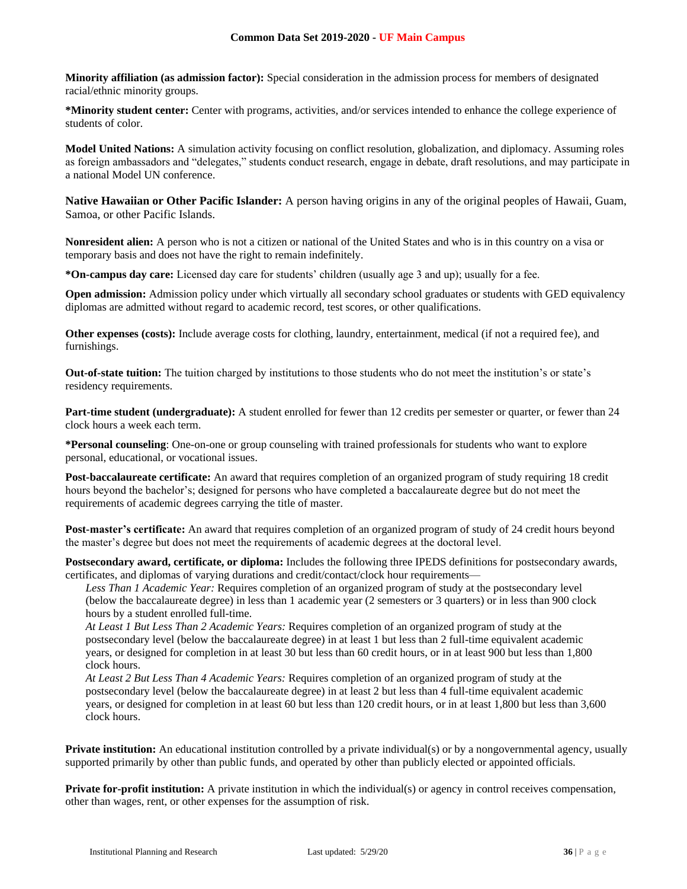**Minority affiliation (as admission factor):** Special consideration in the admission process for members of designated racial/ethnic minority groups.

***Minority student center:** Center with programs, activities, and/or services intended to enhance the college experience of students of color.

**Model United Nations:** A simulation activity focusing on conflict resolution, globalization, and diplomacy. Assuming roles as foreign ambassadors and "delegates," students conduct research, engage in debate, draft resolutions, and may participate in a national Model UN conference.

**Native Hawaiian or Other Pacific Islander:** A person having origins in any of the original peoples of Hawaii, Guam, Samoa, or other Pacific Islands.

**Nonresident alien:** A person who is not a citizen or national of the United States and who is in this country on a visa or temporary basis and does not have the right to remain indefinitely.

***On-campus day care:** Licensed day care for students' children (usually age 3 and up); usually for a fee.

**Open admission:** Admission policy under which virtually all secondary school graduates or students with GED equivalency diplomas are admitted without regard to academic record, test scores, or other qualifications.

**Other expenses (costs):** Include average costs for clothing, laundry, entertainment, medical (if not a required fee), and furnishings.

**Out-of-state tuition:** The tuition charged by institutions to those students who do not meet the institution's or state's residency requirements.

**Part-time student (undergraduate):** A student enrolled for fewer than 12 credits per semester or quarter, or fewer than 24 clock hours a week each term.

***Personal counseling**: One-on-one or group counseling with trained professionals for students who want to explore personal, educational, or vocational issues.

**Post-baccalaureate certificate:** An award that requires completion of an organized program of study requiring 18 credit hours beyond the bachelor's; designed for persons who have completed a baccalaureate degree but do not meet the requirements of academic degrees carrying the title of master.

**Post-master's certificate:** An award that requires completion of an organized program of study of 24 credit hours beyond the master's degree but does not meet the requirements of academic degrees at the doctoral level.

**Postsecondary award, certificate, or diploma:** Includes the following three IPEDS definitions for postsecondary awards, certificates, and diplomas of varying durations and credit/contact/clock hour requirements—

*Less Than 1 Academic Year:* Requires completion of an organized program of study at the postsecondary level (below the baccalaureate degree) in less than 1 academic year (2 semesters or 3 quarters) or in less than 900 clock hours by a student enrolled full-time.

*At Least 1 But Less Than 2 Academic Years:* Requires completion of an organized program of study at the postsecondary level (below the baccalaureate degree) in at least 1 but less than 2 full-time equivalent academic years, or designed for completion in at least 30 but less than 60 credit hours, or in at least 900 but less than 1,800 clock hours.

*At Least 2 But Less Than 4 Academic Years:* Requires completion of an organized program of study at the postsecondary level (below the baccalaureate degree) in at least 2 but less than 4 full-time equivalent academic years, or designed for completion in at least 60 but less than 120 credit hours, or in at least 1,800 but less than 3,600 clock hours.

**Private institution:** An educational institution controlled by a private individual(s) or by a nongovernmental agency, usually supported primarily by other than public funds, and operated by other than publicly elected or appointed officials.

**Private for-profit institution:** A private institution in which the individual(s) or agency in control receives compensation, other than wages, rent, or other expenses for the assumption of risk.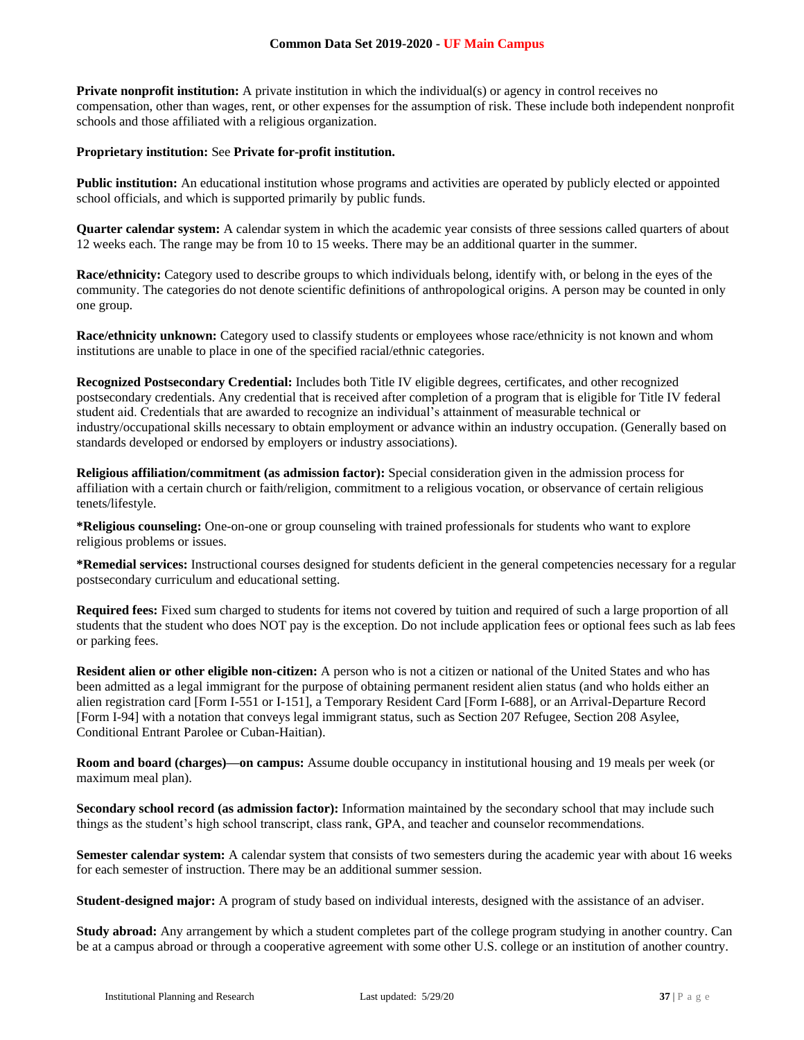**Private nonprofit institution:** A private institution in which the individual(s) or agency in control receives no compensation, other than wages, rent, or other expenses for the assumption of risk. These include both independent nonprofit schools and those affiliated with a religious organization.

**Proprietary institution:** See **Private for-profit institution.**

**Public institution:** An educational institution whose programs and activities are operated by publicly elected or appointed school officials, and which is supported primarily by public funds.

**Quarter calendar system:** A calendar system in which the academic year consists of three sessions called quarters of about 12 weeks each. The range may be from 10 to 15 weeks. There may be an additional quarter in the summer.

**Race/ethnicity:** Category used to describe groups to which individuals belong, identify with, or belong in the eyes of the community. The categories do not denote scientific definitions of anthropological origins. A person may be counted in only one group.

**Race/ethnicity unknown:** Category used to classify students or employees whose race/ethnicity is not known and whom institutions are unable to place in one of the specified racial/ethnic categories.

**Recognized Postsecondary Credential:** Includes both Title IV eligible degrees, certificates, and other recognized postsecondary credentials. Any credential that is received after completion of a program that is eligible for Title IV federal student aid. Credentials that are awarded to recognize an individual's attainment of measurable technical or industry/occupational skills necessary to obtain employment or advance within an industry occupation. (Generally based on standards developed or endorsed by employers or industry associations).

**Religious affiliation/commitment (as admission factor):** Special consideration given in the admission process for affiliation with a certain church or faith/religion, commitment to a religious vocation, or observance of certain religious tenets/lifestyle.

***Religious counseling:** One-on-one or group counseling with trained professionals for students who want to explore religious problems or issues.

***Remedial services:** Instructional courses designed for students deficient in the general competencies necessary for a regular postsecondary curriculum and educational setting.

**Required fees:** Fixed sum charged to students for items not covered by tuition and required of such a large proportion of all students that the student who does NOT pay is the exception. Do not include application fees or optional fees such as lab fees or parking fees.

**Resident alien or other eligible non-citizen:** A person who is not a citizen or national of the United States and who has been admitted as a legal immigrant for the purpose of obtaining permanent resident alien status (and who holds either an alien registration card [Form I-551 or I-151], a Temporary Resident Card [Form I-688], or an Arrival-Departure Record [Form I-94] with a notation that conveys legal immigrant status, such as Section 207 Refugee, Section 208 Asylee, Conditional Entrant Parolee or Cuban-Haitian).

**Room and board (charges)—on campus:** Assume double occupancy in institutional housing and 19 meals per week (or maximum meal plan).

**Secondary school record (as admission factor):** Information maintained by the secondary school that may include such things as the student's high school transcript, class rank, GPA, and teacher and counselor recommendations.

**Semester calendar system:** A calendar system that consists of two semesters during the academic year with about 16 weeks for each semester of instruction. There may be an additional summer session.

**Student-designed major:** A program of study based on individual interests, designed with the assistance of an adviser.

**Study abroad:** Any arrangement by which a student completes part of the college program studying in another country. Can be at a campus abroad or through a cooperative agreement with some other U.S. college or an institution of another country.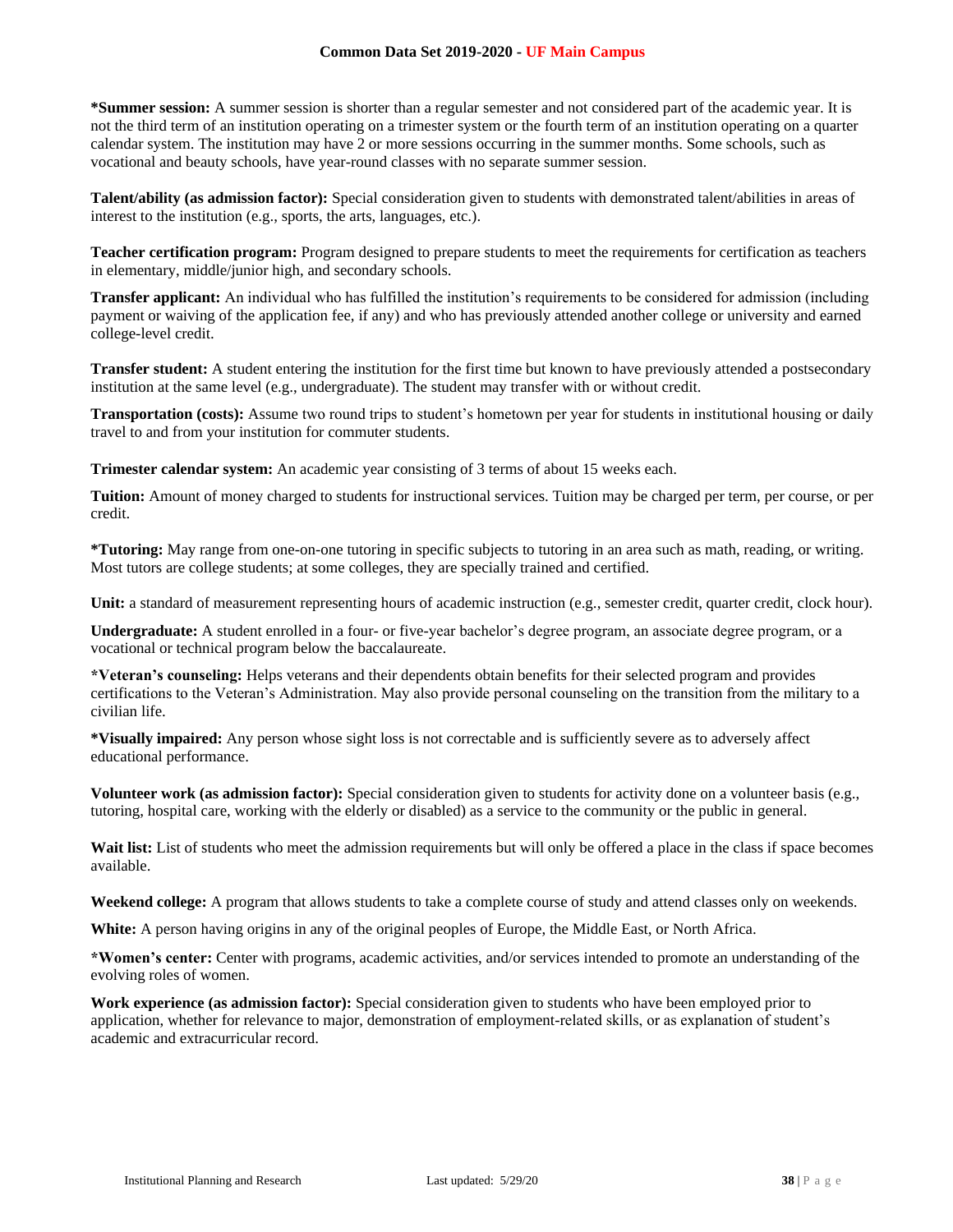**\*Summer session:** A summer session is shorter than a regular semester and not considered part of the academic year. It is not the third term of an institution operating on a trimester system or the fourth term of an institution operating on a quarter calendar system. The institution may have 2 or more sessions occurring in the summer months. Some schools, such as vocational and beauty schools, have year-round classes with no separate summer session.

**Talent/ability (as admission factor):** Special consideration given to students with demonstrated talent/abilities in areas of interest to the institution (e.g., sports, the arts, languages, etc.).

**Teacher certification program:** Program designed to prepare students to meet the requirements for certification as teachers in elementary, middle/junior high, and secondary schools.

**Transfer applicant:** An individual who has fulfilled the institution's requirements to be considered for admission (including payment or waiving of the application fee, if any) and who has previously attended another college or university and earned college-level credit.

**Transfer student:** A student entering the institution for the first time but known to have previously attended a postsecondary institution at the same level (e.g., undergraduate). The student may transfer with or without credit.

**Transportation (costs):** Assume two round trips to student's hometown per year for students in institutional housing or daily travel to and from your institution for commuter students.

**Trimester calendar system:** An academic year consisting of 3 terms of about 15 weeks each.

**Tuition:** Amount of money charged to students for instructional services. Tuition may be charged per term, per course, or per credit.

**\*Tutoring:** May range from one-on-one tutoring in specific subjects to tutoring in an area such as math, reading, or writing. Most tutors are college students; at some colleges, they are specially trained and certified.

**Unit:** a standard of measurement representing hours of academic instruction (e.g., semester credit, quarter credit, clock hour).

**Undergraduate:** A student enrolled in a four- or five-year bachelor's degree program, an associate degree program, or a vocational or technical program below the baccalaureate.

**\*Veteran's counseling:** Helps veterans and their dependents obtain benefits for their selected program and provides certifications to the Veteran's Administration. May also provide personal counseling on the transition from the military to a civilian life.

**\*Visually impaired:** Any person whose sight loss is not correctable and is sufficiently severe as to adversely affect educational performance.

**Volunteer work (as admission factor):** Special consideration given to students for activity done on a volunteer basis (e.g., tutoring, hospital care, working with the elderly or disabled) as a service to the community or the public in general.

**Wait list:** List of students who meet the admission requirements but will only be offered a place in the class if space becomes available.

**Weekend college:** A program that allows students to take a complete course of study and attend classes only on weekends.

**White:** A person having origins in any of the original peoples of Europe, the Middle East, or North Africa.

**\*Women's center:** Center with programs, academic activities, and/or services intended to promote an understanding of the evolving roles of women.

**Work experience (as admission factor):** Special consideration given to students who have been employed prior to application, whether for relevance to major, demonstration of employment-related skills, or as explanation of student's academic and extracurricular record.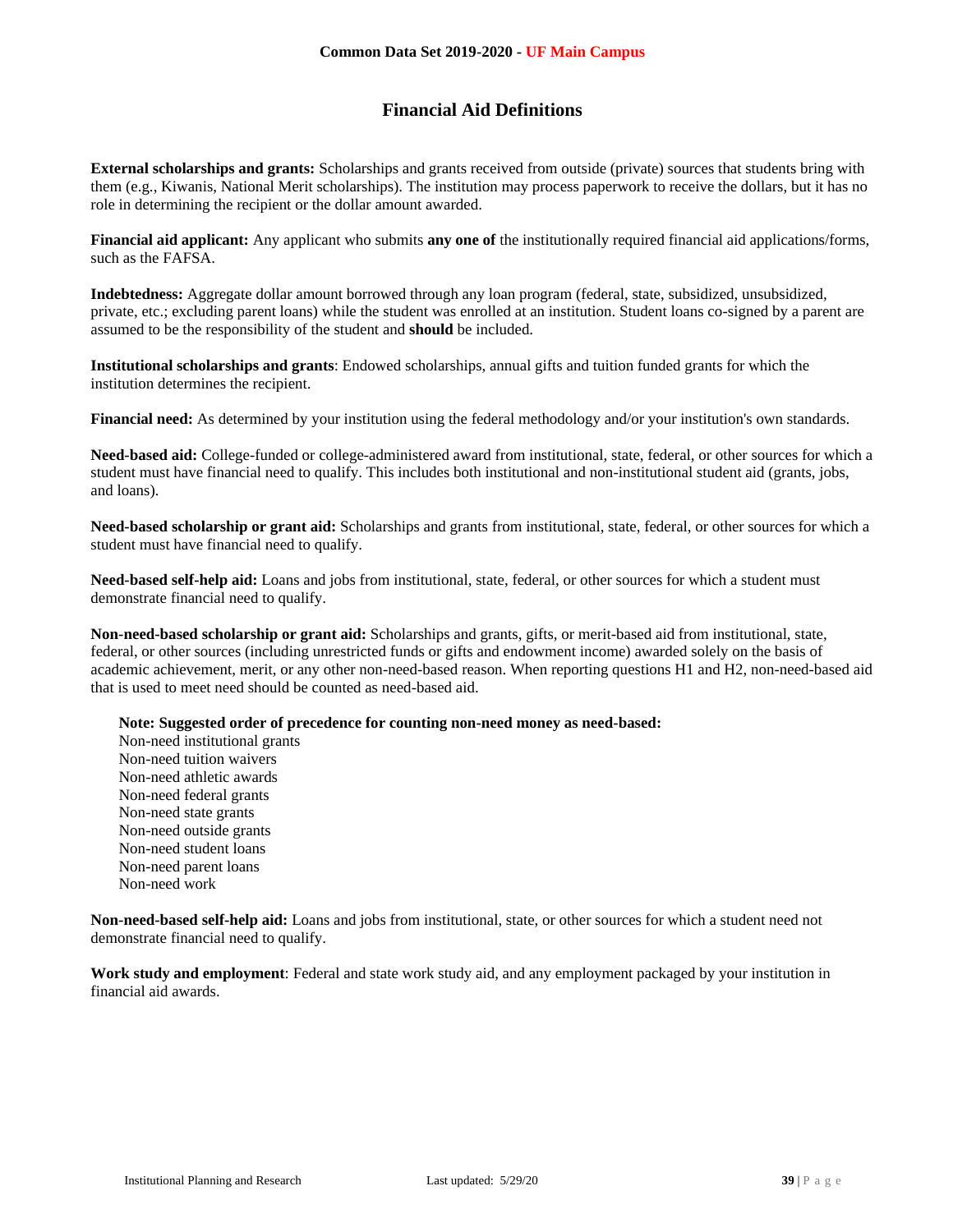## Financial Aid Definitions

**External scholarships and grants:** Scholarships and grants received from outside (private) sources that students bring with them (e.g., Kiwanis, National Merit scholarships). The institution may process paperwork to receive the dollars, but it has no role in determining the recipient or the dollar amount awarded.

**Financial aid applicant:** Any applicant who submits **any one of** the institutionally required financial aid applications/forms, such as the FAFSA.

**Indebtedness:** Aggregate dollar amount borrowed through any loan program (federal, state, subsidized, unsubsidized, private, etc.; excluding parent loans) while the student was enrolled at an institution. Student loans co-signed by a parent are assumed to be the responsibility of the student and **should** be included.

**Institutional scholarships and grants**: Endowed scholarships, annual gifts and tuition funded grants for which the institution determines the recipient.

**Financial need:** As determined by your institution using the federal methodology and/or your institution's own standards.

**Need-based aid:** College-funded or college-administered award from institutional, state, federal, or other sources for which a student must have financial need to qualify. This includes both institutional and non-institutional student aid (grants, jobs, and loans).

**Need-based scholarship or grant aid:** Scholarships and grants from institutional, state, federal, or other sources for which a student must have financial need to qualify.

**Need-based self-help aid:** Loans and jobs from institutional, state, federal, or other sources for which a student must demonstrate financial need to qualify.

**Non-need-based scholarship or grant aid:** Scholarships and grants, gifts, or merit-based aid from institutional, state, federal, or other sources (including unrestricted funds or gifts and endowment income) awarded solely on the basis of academic achievement, merit, or any other non-need-based reason. When reporting questions H1 and H2, non-need-based aid that is used to meet need should be counted as need-based aid.

**Note: Suggested order of precedence for counting non-need money as need-based:**
Non-need institutional grants
Non-need tuition waivers
Non-need athletic awards
Non-need federal grants
Non-need state grants
Non-need outside grants
Non-need student loans
Non-need parent loans
Non-need work

**Non-need-based self-help aid:** Loans and jobs from institutional, state, or other sources for which a student need not demonstrate financial need to qualify.

**Work study and employment**: Federal and state work study aid, and any employment packaged by your institution in financial aid awards.